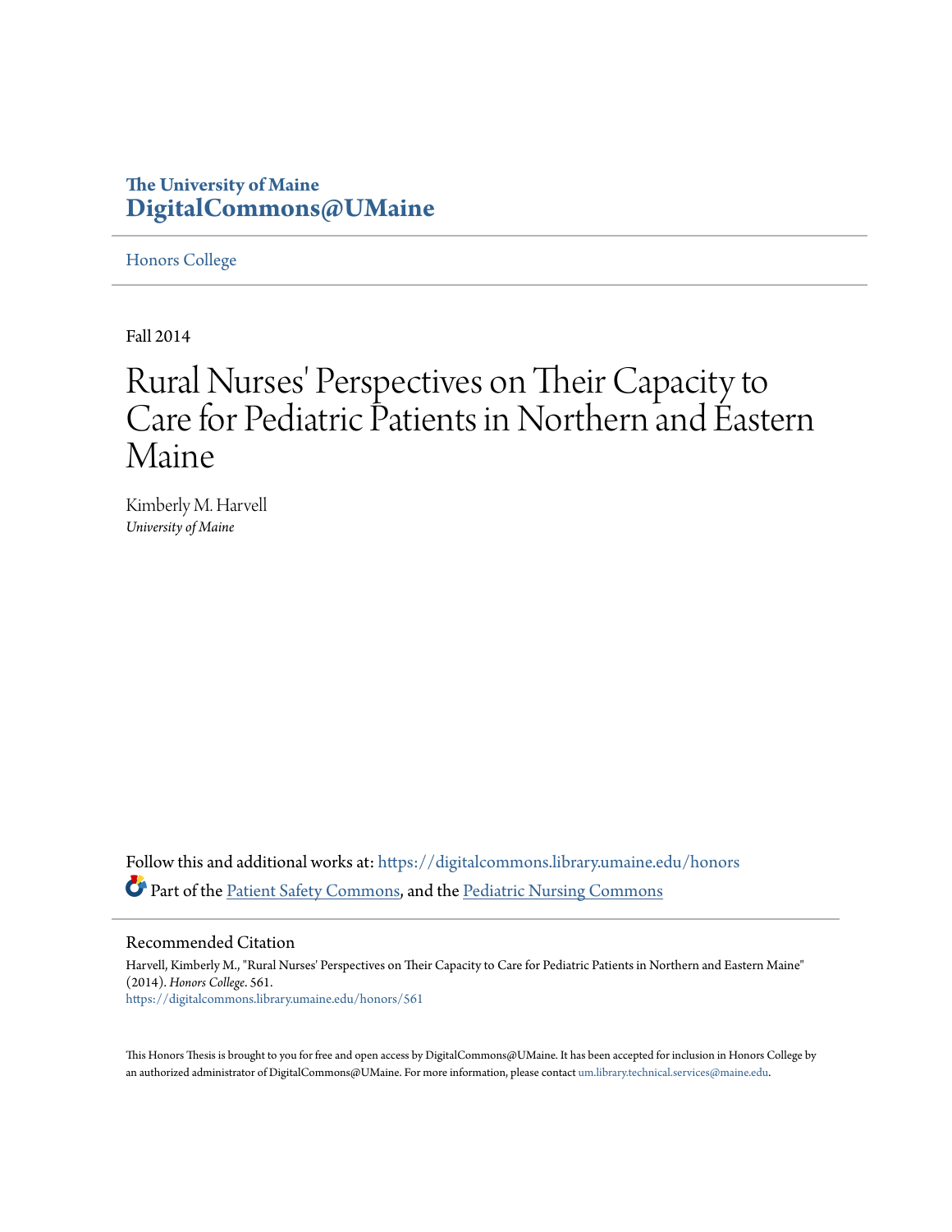The University of Maine
**DigitalCommons@UMaine**

Honors College

Fall 2014

# Rural Nurses' Perspectives on Their Capacity to Care for Pediatric Patients in Northern and Eastern Maine

Kimberly M. Harvell
*University of Maine*

Follow this and additional works at: https://digitalcommons.library.umaine.edu/honors

Part of the Patient Safety Commons, and the Pediatric Nursing Commons

## Recommended Citation

Harvell, Kimberly M., "Rural Nurses' Perspectives on Their Capacity to Care for Pediatric Patients in Northern and Eastern Maine" (2014). *Honors College*. 561.
https://digitalcommons.library.umaine.edu/honors/561

This Honors Thesis is brought to you for free and open access by DigitalCommons@UMaine. It has been accepted for inclusion in Honors College by an authorized administrator of DigitalCommons@UMaine. For more information, please contact um.library.technical.services@maine.edu.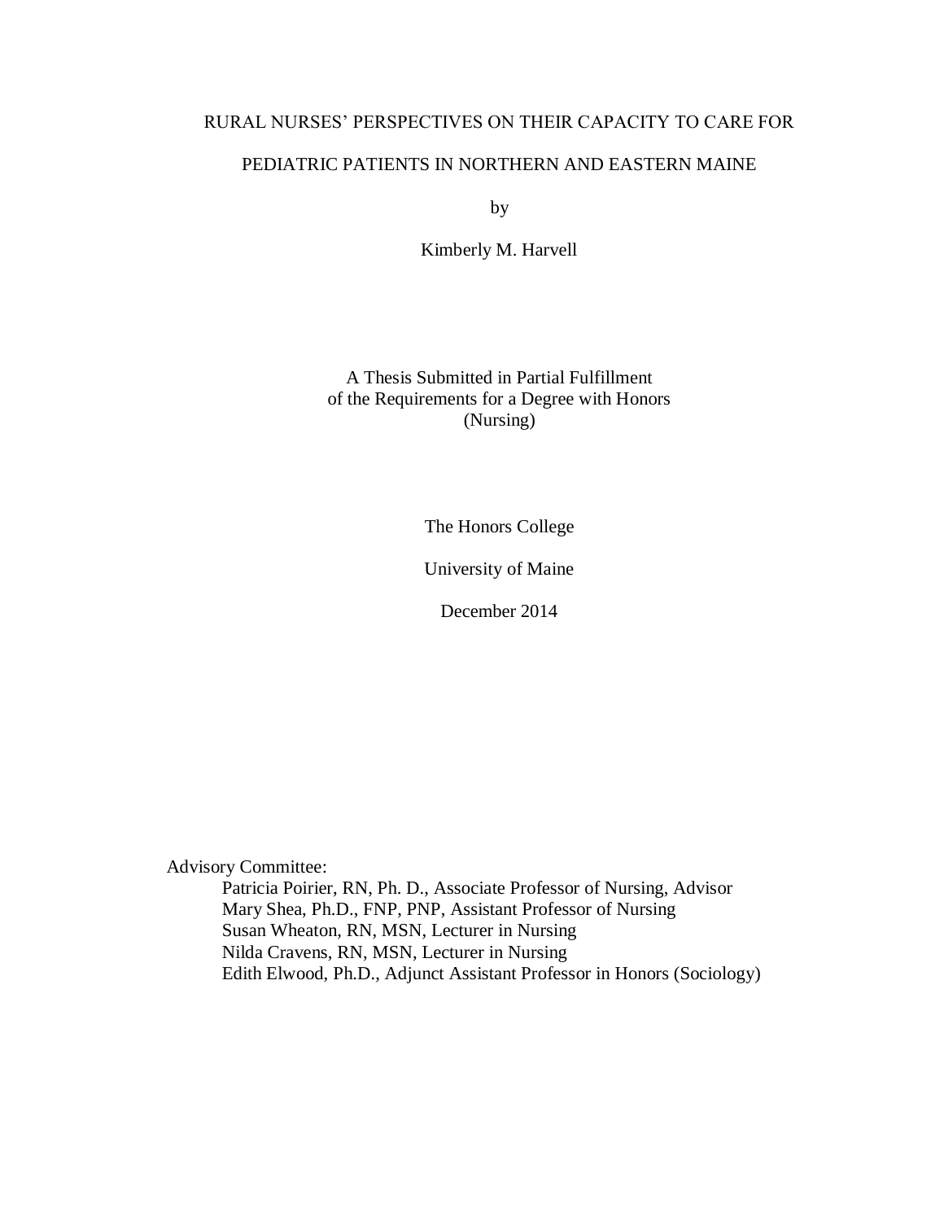# RURAL NURSES' PERSPECTIVES ON THEIR CAPACITY TO CARE FOR PEDIATRIC PATIENTS IN NORTHERN AND EASTERN MAINE

by

Kimberly M. Harvell

A Thesis Submitted in Partial Fulfillment
of the Requirements for a Degree with Honors
(Nursing)

The Honors College

University of Maine

December 2014

Advisory Committee:

Patricia Poirier, RN, Ph. D., Associate Professor of Nursing, Advisor
Mary Shea, Ph.D., FNP, PNP, Assistant Professor of Nursing
Susan Wheaton, RN, MSN, Lecturer in Nursing
Nilda Cravens, RN, MSN, Lecturer in Nursing
Edith Elwood, Ph.D., Adjunct Assistant Professor in Honors (Sociology)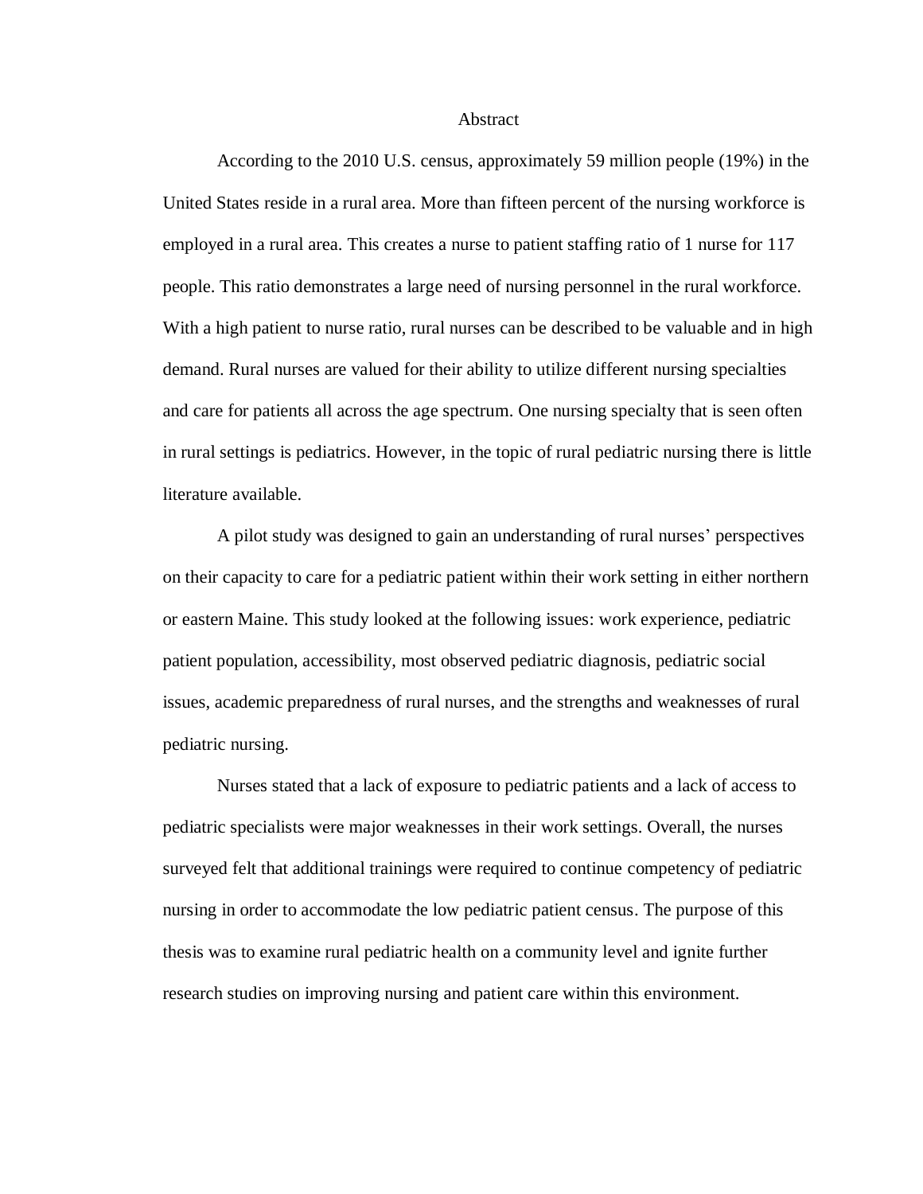# Abstract

According to the 2010 U.S. census, approximately 59 million people (19%) in the United States reside in a rural area. More than fifteen percent of the nursing workforce is employed in a rural area. This creates a nurse to patient staffing ratio of 1 nurse for 117 people. This ratio demonstrates a large need of nursing personnel in the rural workforce. With a high patient to nurse ratio, rural nurses can be described to be valuable and in high demand. Rural nurses are valued for their ability to utilize different nursing specialties and care for patients all across the age spectrum. One nursing specialty that is seen often in rural settings is pediatrics. However, in the topic of rural pediatric nursing there is little literature available.

A pilot study was designed to gain an understanding of rural nurses' perspectives on their capacity to care for a pediatric patient within their work setting in either northern or eastern Maine. This study looked at the following issues: work experience, pediatric patient population, accessibility, most observed pediatric diagnosis, pediatric social issues, academic preparedness of rural nurses, and the strengths and weaknesses of rural pediatric nursing.

Nurses stated that a lack of exposure to pediatric patients and a lack of access to pediatric specialists were major weaknesses in their work settings. Overall, the nurses surveyed felt that additional trainings were required to continue competency of pediatric nursing in order to accommodate the low pediatric patient census. The purpose of this thesis was to examine rural pediatric health on a community level and ignite further research studies on improving nursing and patient care within this environment.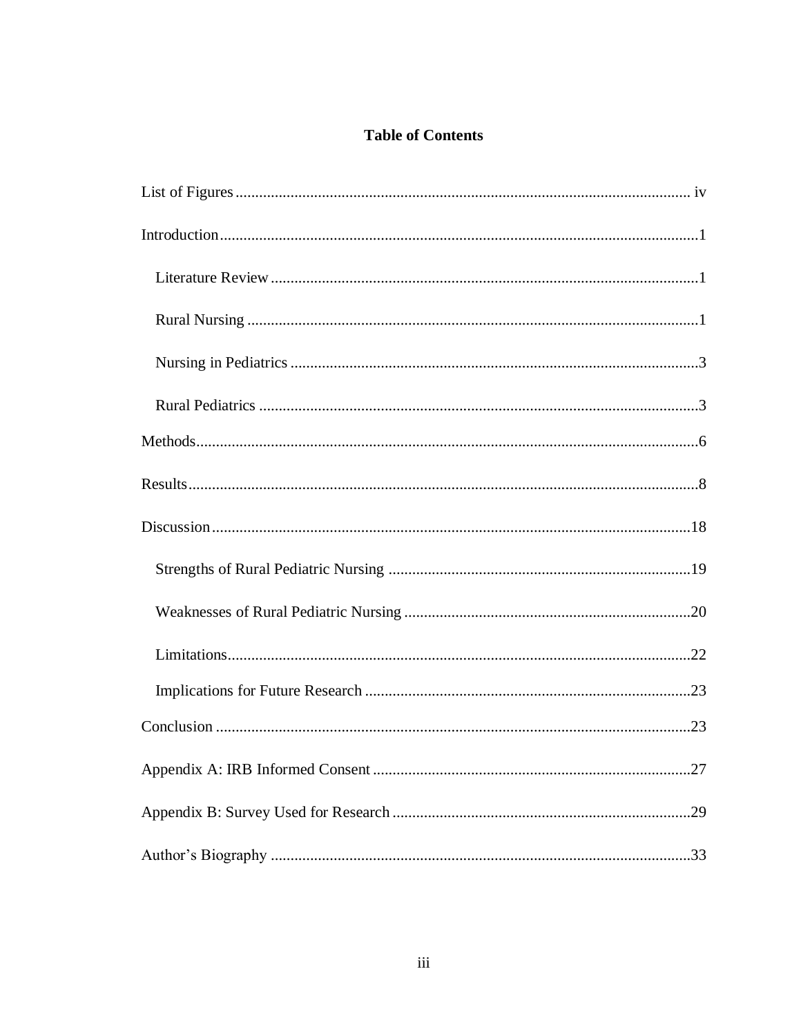# Table of Contents

List of Figures ........................................................................................................ iv

Introduction ...............................................................................................................1

  Literature Review ..................................................................................................1

  Rural Nursing .........................................................................................................1

  Nursing in Pediatrics ..............................................................................................3

  Rural Pediatrics ......................................................................................................3

Methods .....................................................................................................................6

Results .......................................................................................................................8

Discussion ...............................................................................................................18

  Strengths of Rural Pediatric Nursing ...................................................................19

  Weaknesses of Rural Pediatric Nursing ...............................................................20

  Limitations ...........................................................................................................22

  Implications for Future Research .........................................................................23

Conclusion ..............................................................................................................23

Appendix A: IRB Informed Consent .......................................................................27

Appendix B: Survey Used for Research ..................................................................29

Author's Biography .................................................................................................33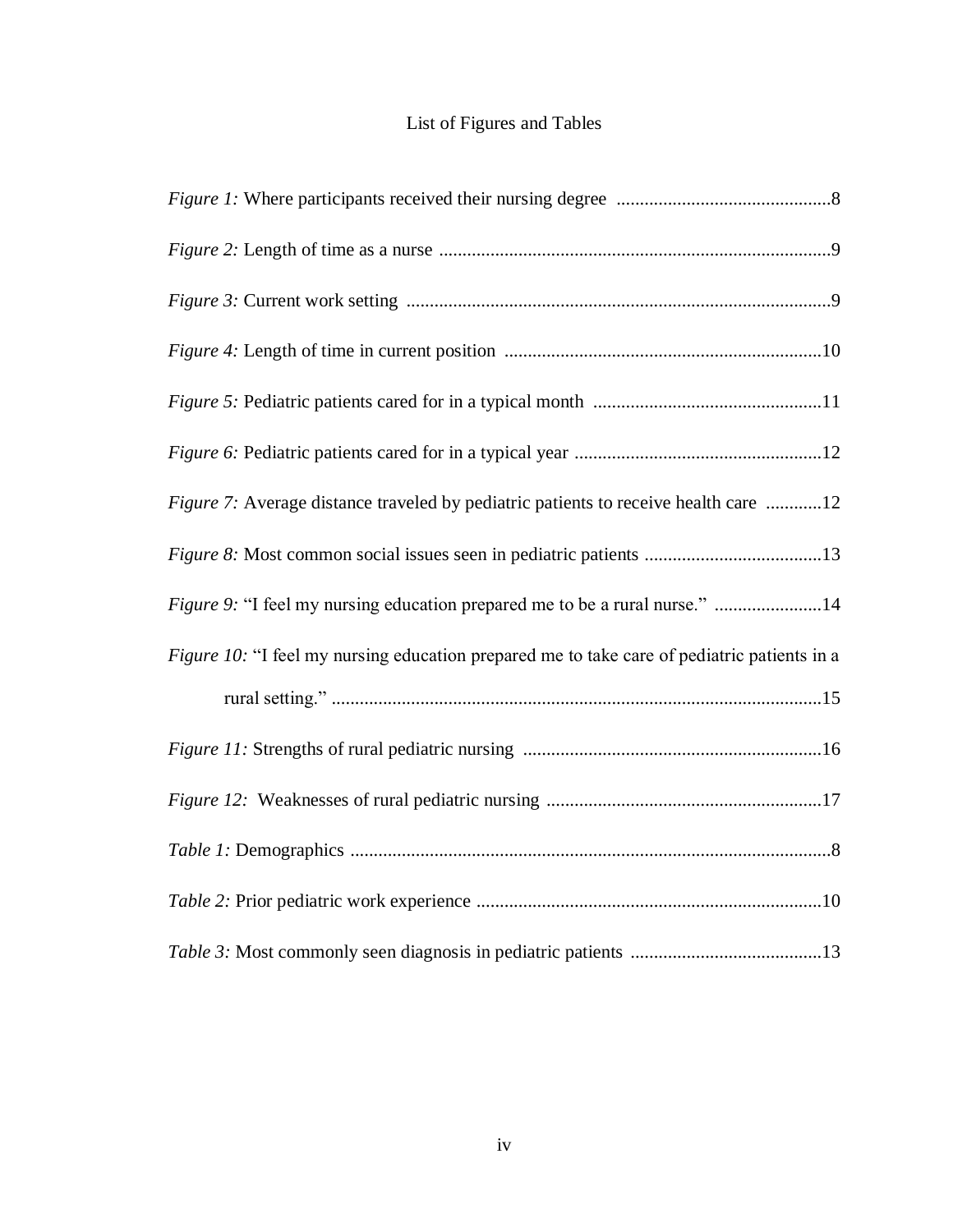# List of Figures and Tables

*Figure 1:* Where participants received their nursing degree ..............................................8

*Figure 2:* Length of time as a nurse ....................................................................................9

*Figure 3:* Current work setting ..........................................................................................9

*Figure 4:* Length of time in current position ...................................................................10

*Figure 5:* Pediatric patients cared for in a typical month .................................................11

*Figure 6:* Pediatric patients cared for in a typical year .....................................................12

*Figure 7:* Average distance traveled by pediatric patients to receive health care ............12

*Figure 8:* Most common social issues seen in pediatric patients ......................................13

*Figure 9:* "I feel my nursing education prepared me to be a rural nurse." .......................14

*Figure 10:* "I feel my nursing education prepared me to take care of pediatric patients in a rural setting." ........................................................................................................15

*Figure 11:* Strengths of rural pediatric nursing ................................................................16

*Figure 12:* Weaknesses of rural pediatric nursing ...........................................................17

*Table 1:* Demographics ......................................................................................................8

*Table 2:* Prior pediatric work experience ..........................................................................10

*Table 3:* Most commonly seen diagnosis in pediatric patients .........................................13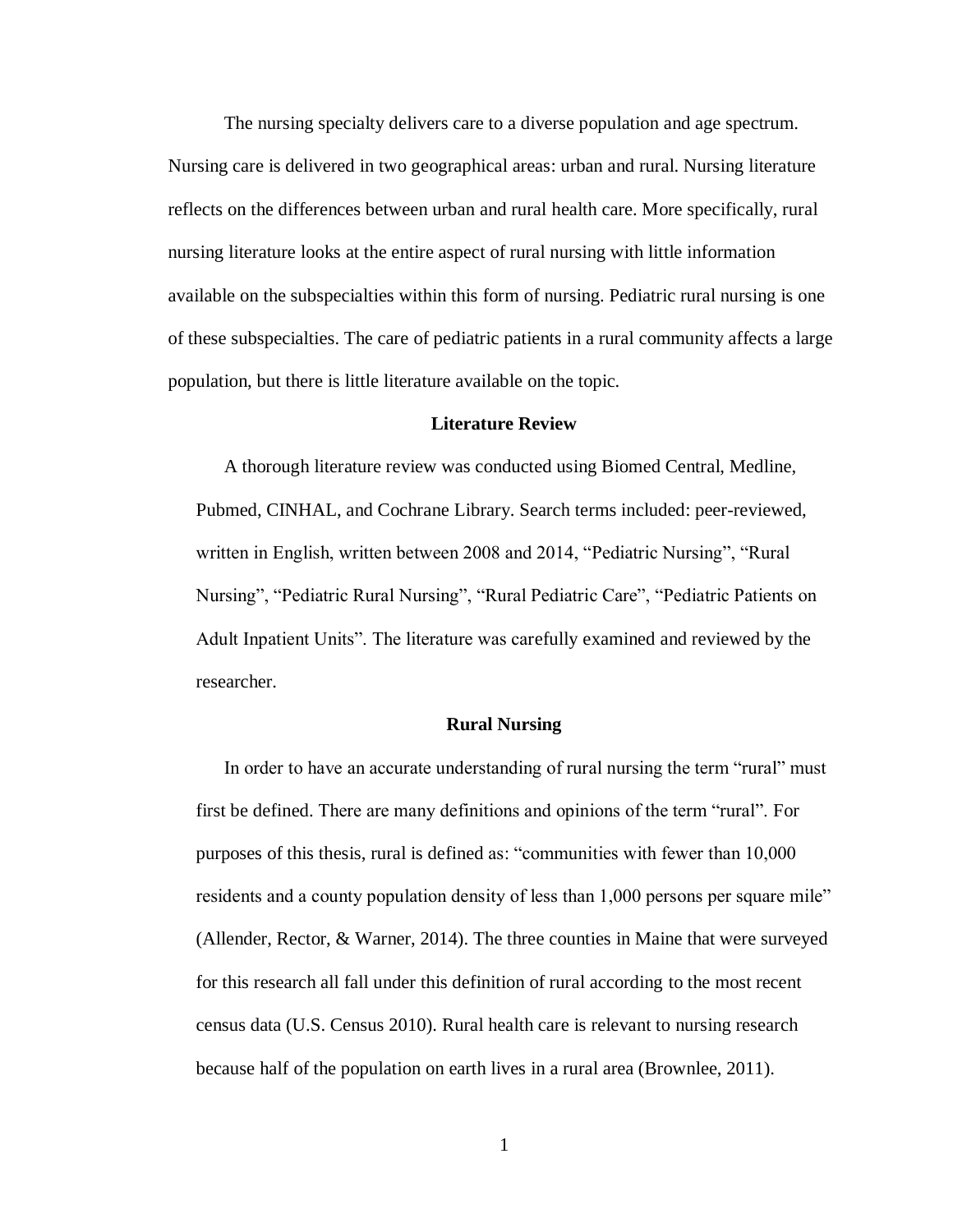The nursing specialty delivers care to a diverse population and age spectrum. Nursing care is delivered in two geographical areas: urban and rural. Nursing literature reflects on the differences between urban and rural health care. More specifically, rural nursing literature looks at the entire aspect of rural nursing with little information available on the subspecialties within this form of nursing. Pediatric rural nursing is one of these subspecialties. The care of pediatric patients in a rural community affects a large population, but there is little literature available on the topic.

## Literature Review

A thorough literature review was conducted using Biomed Central, Medline, Pubmed, CINHAL, and Cochrane Library. Search terms included: peer-reviewed, written in English, written between 2008 and 2014, "Pediatric Nursing", "Rural Nursing", "Pediatric Rural Nursing", "Rural Pediatric Care", "Pediatric Patients on Adult Inpatient Units". The literature was carefully examined and reviewed by the researcher.

## Rural Nursing

In order to have an accurate understanding of rural nursing the term "rural" must first be defined. There are many definitions and opinions of the term "rural". For purposes of this thesis, rural is defined as: "communities with fewer than 10,000 residents and a county population density of less than 1,000 persons per square mile" (Allender, Rector, & Warner, 2014). The three counties in Maine that were surveyed for this research all fall under this definition of rural according to the most recent census data (U.S. Census 2010). Rural health care is relevant to nursing research because half of the population on earth lives in a rural area (Brownlee, 2011).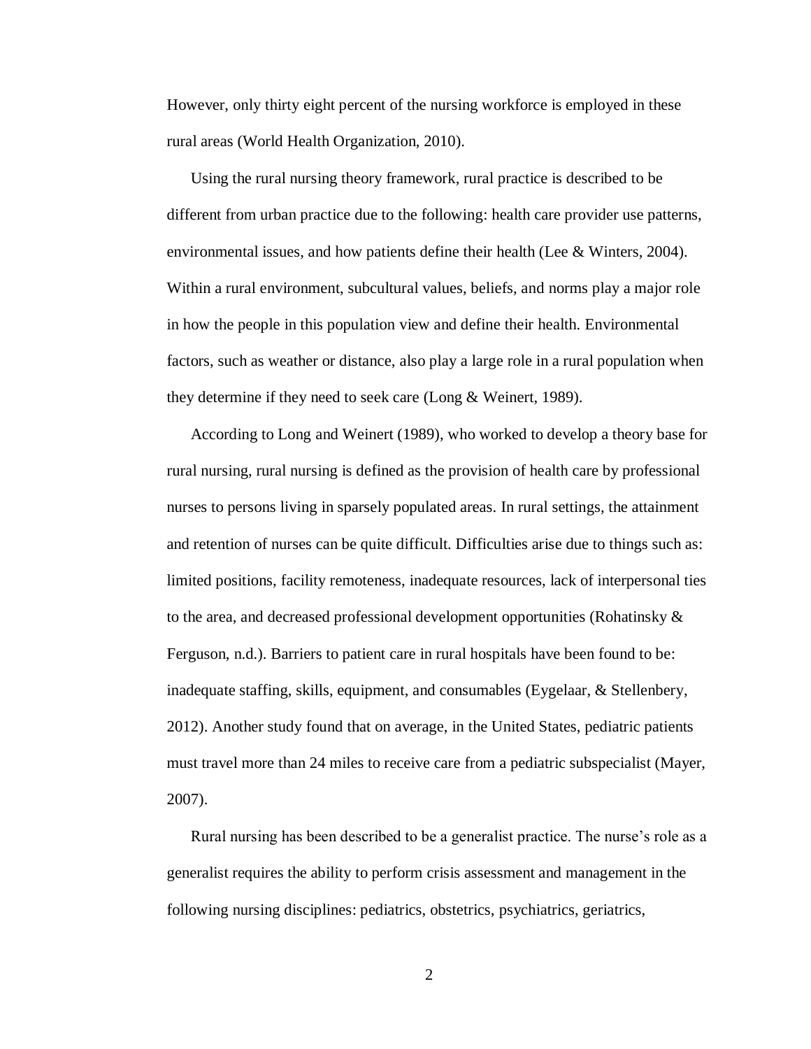However, only thirty eight percent of the nursing workforce is employed in these rural areas (World Health Organization, 2010).

Using the rural nursing theory framework, rural practice is described to be different from urban practice due to the following: health care provider use patterns, environmental issues, and how patients define their health (Lee & Winters, 2004). Within a rural environment, subcultural values, beliefs, and norms play a major role in how the people in this population view and define their health. Environmental factors, such as weather or distance, also play a large role in a rural population when they determine if they need to seek care (Long & Weinert, 1989).

According to Long and Weinert (1989), who worked to develop a theory base for rural nursing, rural nursing is defined as the provision of health care by professional nurses to persons living in sparsely populated areas. In rural settings, the attainment and retention of nurses can be quite difficult. Difficulties arise due to things such as: limited positions, facility remoteness, inadequate resources, lack of interpersonal ties to the area, and decreased professional development opportunities (Rohatinsky & Ferguson, n.d.). Barriers to patient care in rural hospitals have been found to be: inadequate staffing, skills, equipment, and consumables (Eygelaar, & Stellenbery, 2012). Another study found that on average, in the United States, pediatric patients must travel more than 24 miles to receive care from a pediatric subspecialist (Mayer, 2007).

Rural nursing has been described to be a generalist practice. The nurse's role as a generalist requires the ability to perform crisis assessment and management in the following nursing disciplines: pediatrics, obstetrics, psychiatrics, geriatrics,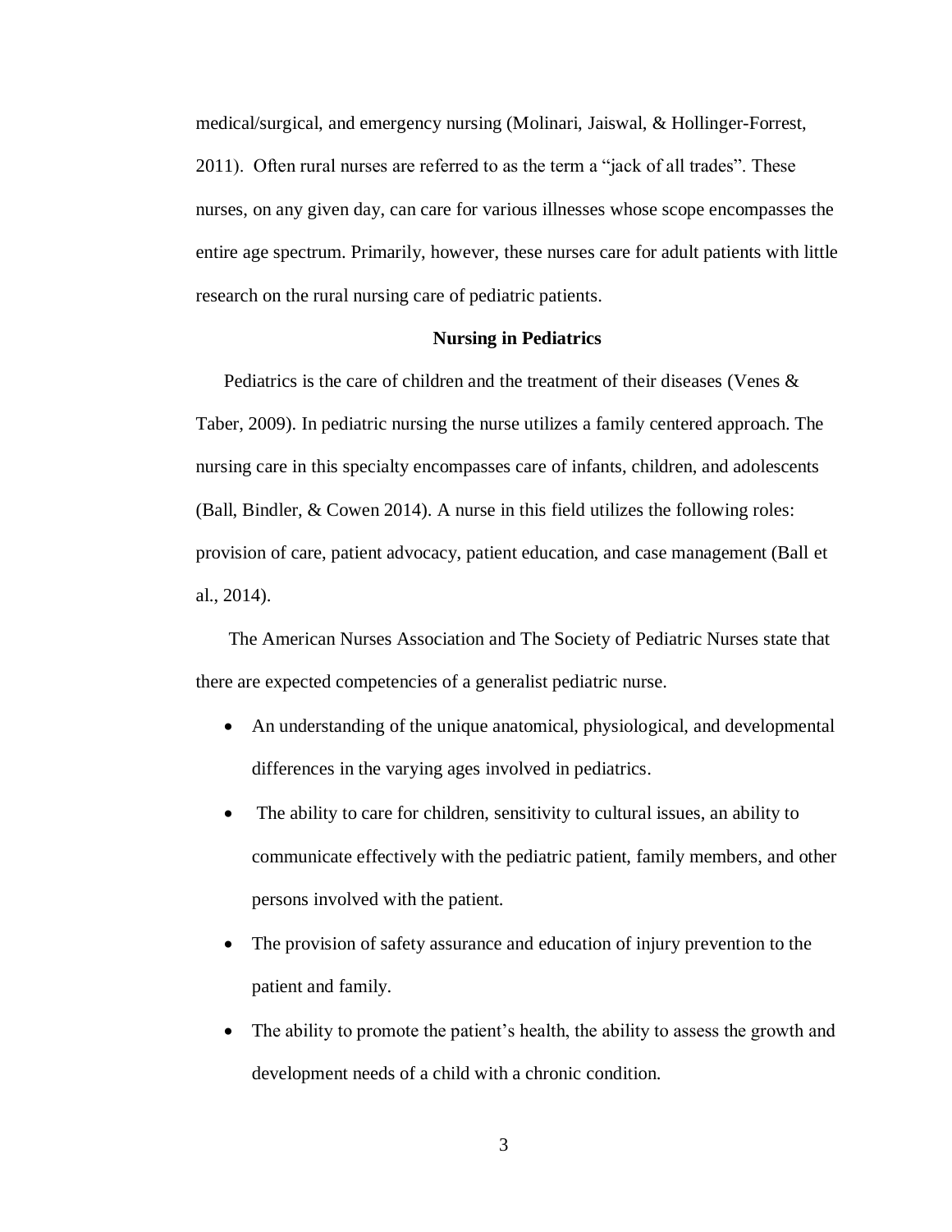medical/surgical, and emergency nursing (Molinari, Jaiswal, & Hollinger-Forrest, 2011). Often rural nurses are referred to as the term a "jack of all trades". These nurses, on any given day, can care for various illnesses whose scope encompasses the entire age spectrum. Primarily, however, these nurses care for adult patients with little research on the rural nursing care of pediatric patients.

## Nursing in Pediatrics

Pediatrics is the care of children and the treatment of their diseases (Venes & Taber, 2009). In pediatric nursing the nurse utilizes a family centered approach. The nursing care in this specialty encompasses care of infants, children, and adolescents (Ball, Bindler, & Cowen 2014). A nurse in this field utilizes the following roles: provision of care, patient advocacy, patient education, and case management (Ball et al., 2014).

The American Nurses Association and The Society of Pediatric Nurses state that there are expected competencies of a generalist pediatric nurse.

- An understanding of the unique anatomical, physiological, and developmental differences in the varying ages involved in pediatrics.
- The ability to care for children, sensitivity to cultural issues, an ability to communicate effectively with the pediatric patient, family members, and other persons involved with the patient.
- The provision of safety assurance and education of injury prevention to the patient and family.
- The ability to promote the patient's health, the ability to assess the growth and development needs of a child with a chronic condition.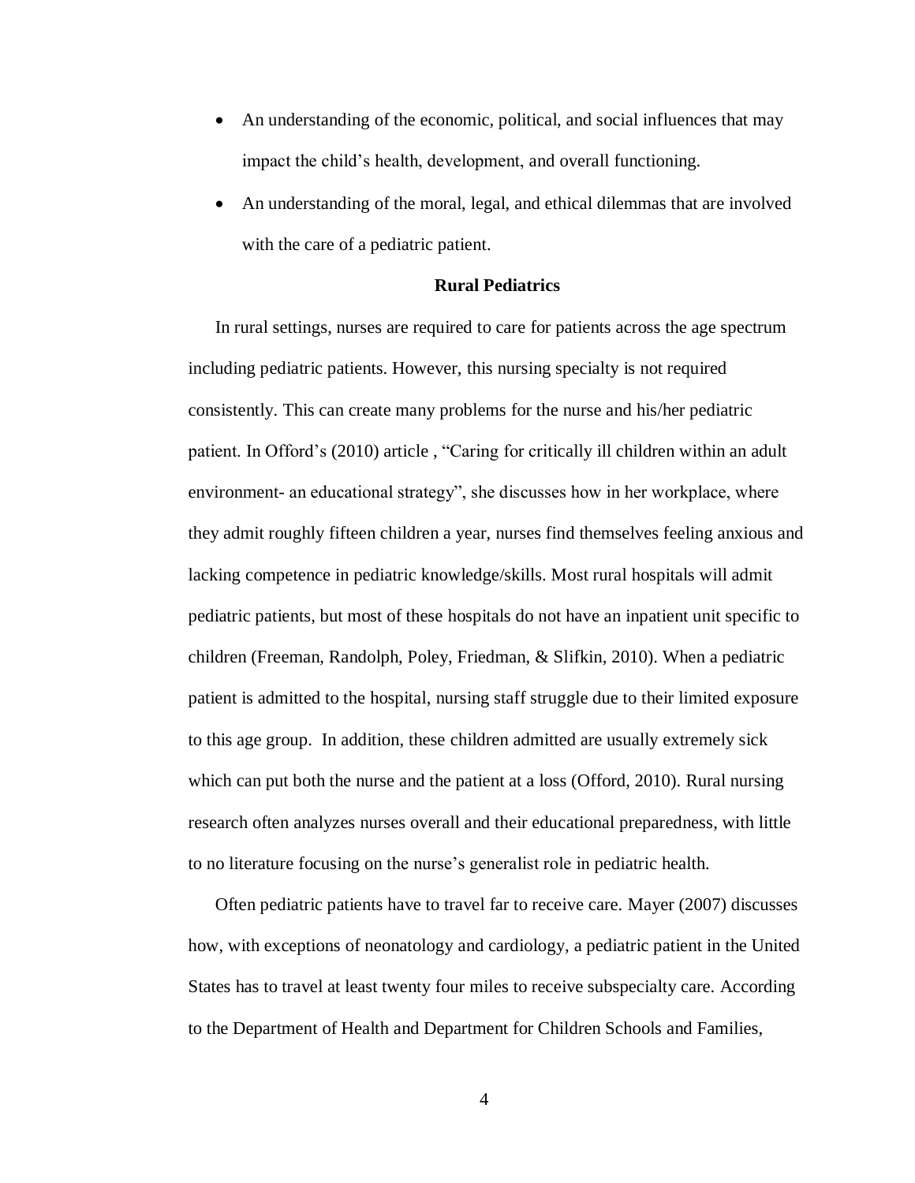- An understanding of the economic, political, and social influences that may impact the child's health, development, and overall functioning.
- An understanding of the moral, legal, and ethical dilemmas that are involved with the care of a pediatric patient.

## Rural Pediatrics

In rural settings, nurses are required to care for patients across the age spectrum including pediatric patients. However, this nursing specialty is not required consistently. This can create many problems for the nurse and his/her pediatric patient. In Offord's (2010) article , "Caring for critically ill children within an adult environment- an educational strategy", she discusses how in her workplace, where they admit roughly fifteen children a year, nurses find themselves feeling anxious and lacking competence in pediatric knowledge/skills. Most rural hospitals will admit pediatric patients, but most of these hospitals do not have an inpatient unit specific to children (Freeman, Randolph, Poley, Friedman, & Slifkin, 2010). When a pediatric patient is admitted to the hospital, nursing staff struggle due to their limited exposure to this age group. In addition, these children admitted are usually extremely sick which can put both the nurse and the patient at a loss (Offord, 2010). Rural nursing research often analyzes nurses overall and their educational preparedness, with little to no literature focusing on the nurse's generalist role in pediatric health.

Often pediatric patients have to travel far to receive care. Mayer (2007) discusses how, with exceptions of neonatology and cardiology, a pediatric patient in the United States has to travel at least twenty four miles to receive subspecialty care. According to the Department of Health and Department for Children Schools and Families,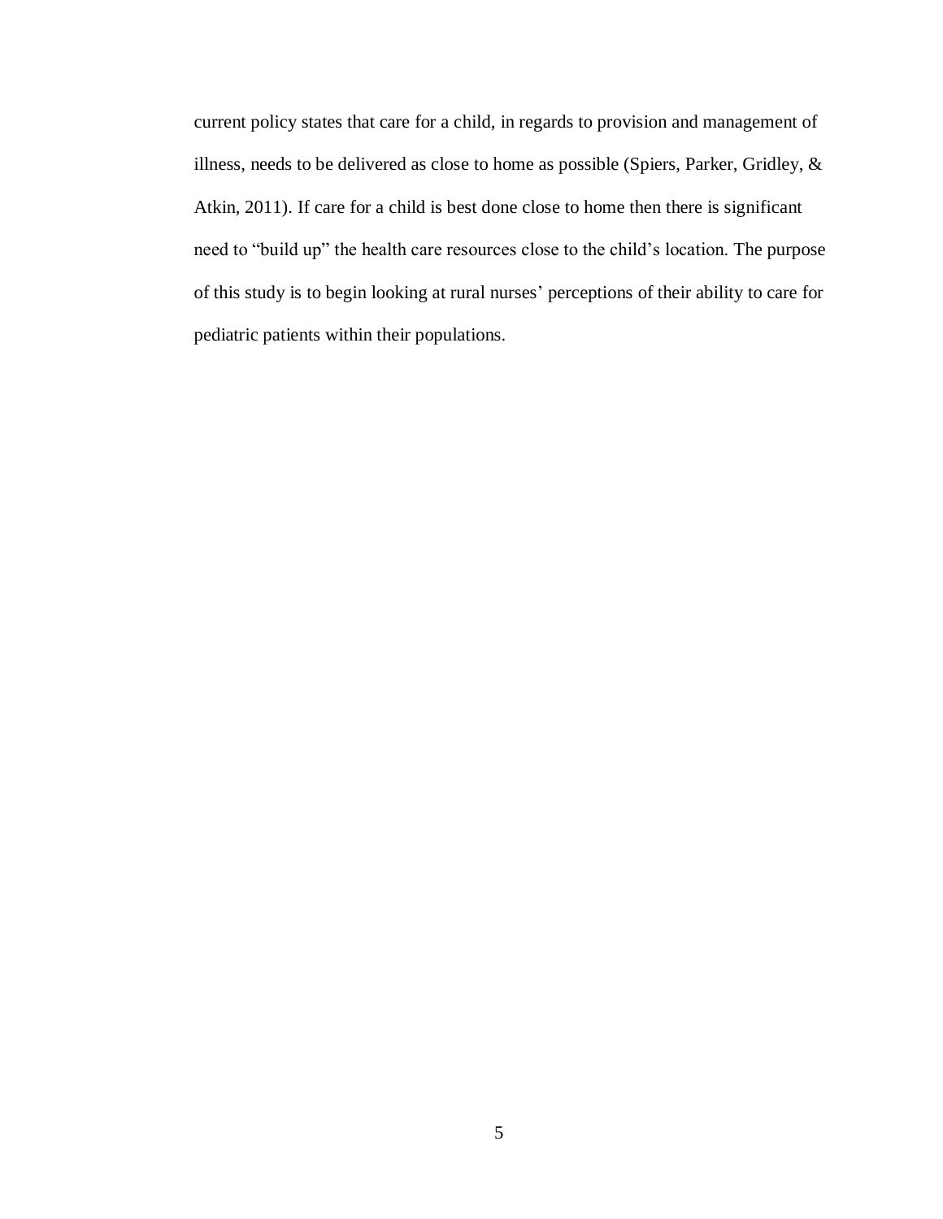current policy states that care for a child, in regards to provision and management of illness, needs to be delivered as close to home as possible (Spiers, Parker, Gridley, & Atkin, 2011). If care for a child is best done close to home then there is significant need to "build up" the health care resources close to the child's location. The purpose of this study is to begin looking at rural nurses' perceptions of their ability to care for pediatric patients within their populations.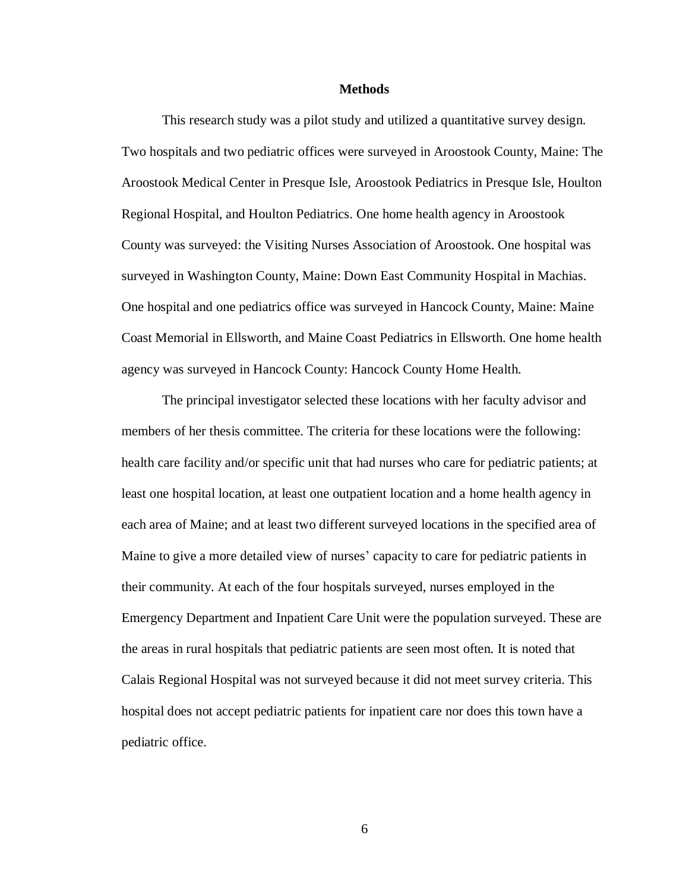## Methods

This research study was a pilot study and utilized a quantitative survey design. Two hospitals and two pediatric offices were surveyed in Aroostook County, Maine: The Aroostook Medical Center in Presque Isle, Aroostook Pediatrics in Presque Isle, Houlton Regional Hospital, and Houlton Pediatrics. One home health agency in Aroostook County was surveyed: the Visiting Nurses Association of Aroostook. One hospital was surveyed in Washington County, Maine: Down East Community Hospital in Machias. One hospital and one pediatrics office was surveyed in Hancock County, Maine: Maine Coast Memorial in Ellsworth, and Maine Coast Pediatrics in Ellsworth. One home health agency was surveyed in Hancock County: Hancock County Home Health.

The principal investigator selected these locations with her faculty advisor and members of her thesis committee. The criteria for these locations were the following: health care facility and/or specific unit that had nurses who care for pediatric patients; at least one hospital location, at least one outpatient location and a home health agency in each area of Maine; and at least two different surveyed locations in the specified area of Maine to give a more detailed view of nurses' capacity to care for pediatric patients in their community. At each of the four hospitals surveyed, nurses employed in the Emergency Department and Inpatient Care Unit were the population surveyed. These are the areas in rural hospitals that pediatric patients are seen most often. It is noted that Calais Regional Hospital was not surveyed because it did not meet survey criteria. This hospital does not accept pediatric patients for inpatient care nor does this town have a pediatric office.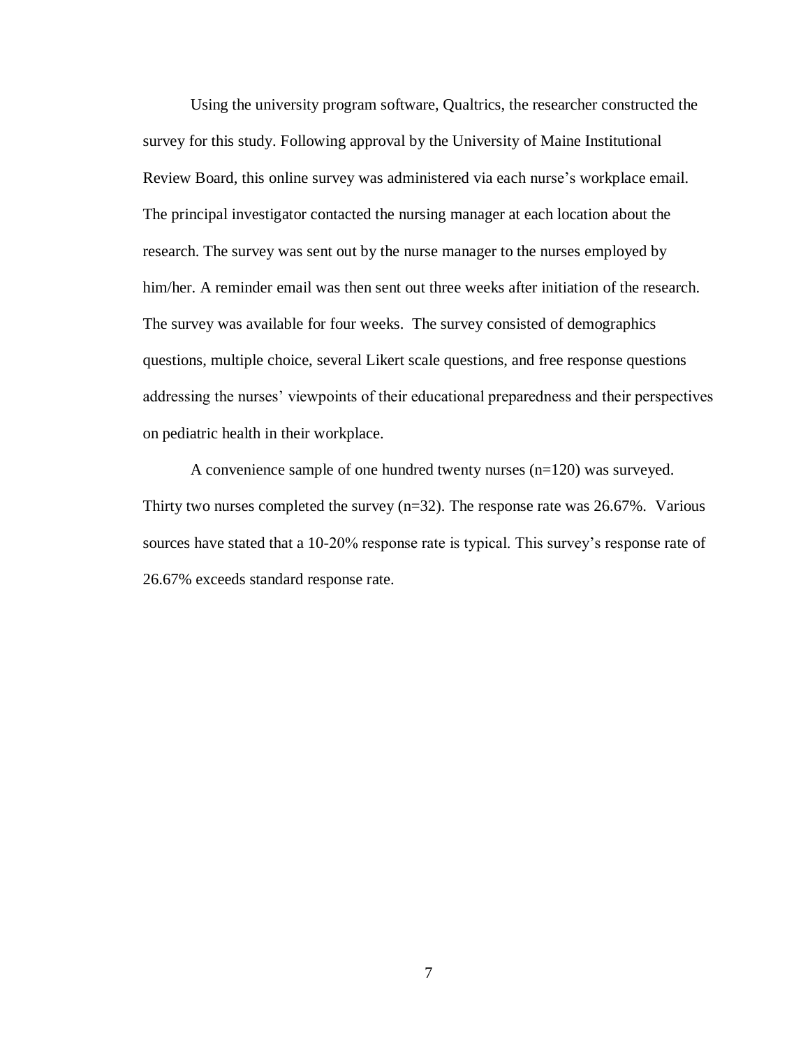Using the university program software, Qualtrics, the researcher constructed the survey for this study. Following approval by the University of Maine Institutional Review Board, this online survey was administered via each nurse's workplace email. The principal investigator contacted the nursing manager at each location about the research. The survey was sent out by the nurse manager to the nurses employed by him/her. A reminder email was then sent out three weeks after initiation of the research. The survey was available for four weeks. The survey consisted of demographics questions, multiple choice, several Likert scale questions, and free response questions addressing the nurses' viewpoints of their educational preparedness and their perspectives on pediatric health in their workplace.

A convenience sample of one hundred twenty nurses (n=120) was surveyed. Thirty two nurses completed the survey (n=32). The response rate was 26.67%. Various sources have stated that a 10-20% response rate is typical. This survey's response rate of 26.67% exceeds standard response rate.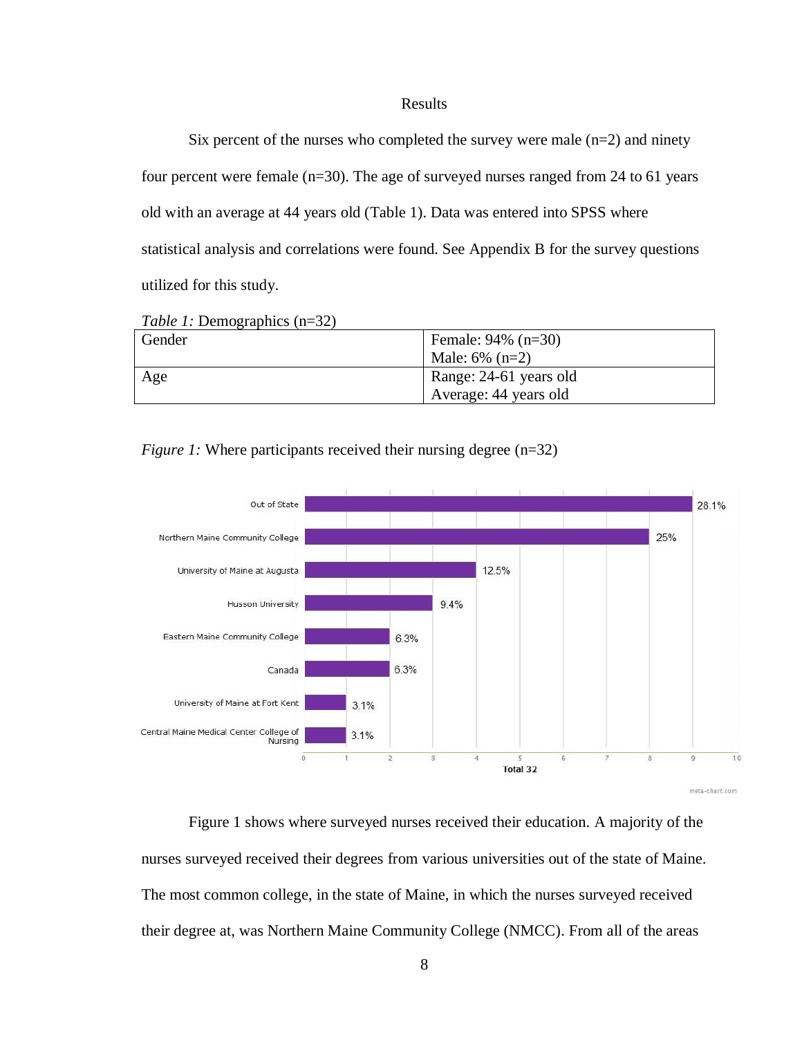# Results

Six percent of the nurses who completed the survey were male (n=2) and ninety four percent were female (n=30). The age of surveyed nurses ranged from 24 to 61 years old with an average at 44 years old (Table 1). Data was entered into SPSS where statistical analysis and correlations were found. See Appendix B for the survey questions utilized for this study.

*Table 1:* Demographics (n=32)

| | |
|---|---|
| Gender | Female: 94% (n=30)<br>Male: 6% (n=2) |
| Age | Range: 24-61 years old<br>Average: 44 years old |

*Figure 1:* Where participants received their nursing degree (n=32)

| Institution | Percent |
|---|---|
| Out of State | 28.1% |
| Northern Maine Community College | 25% |
| University of Maine at Augusta | 12.5% |
| Husson University | 9.4% |
| Eastern Maine Community College | 6.3% |
| Canada | 6.3% |
| University of Maine at Fort Kent | 3.1% |
| Central Maine Medical Center College of Nursing | 3.1% |

Total 32

Figure 1 shows where surveyed nurses received their education. A majority of the nurses surveyed received their degrees from various universities out of the state of Maine. The most common college, in the state of Maine, in which the nurses surveyed received their degree at, was Northern Maine Community College (NMCC). From all of the areas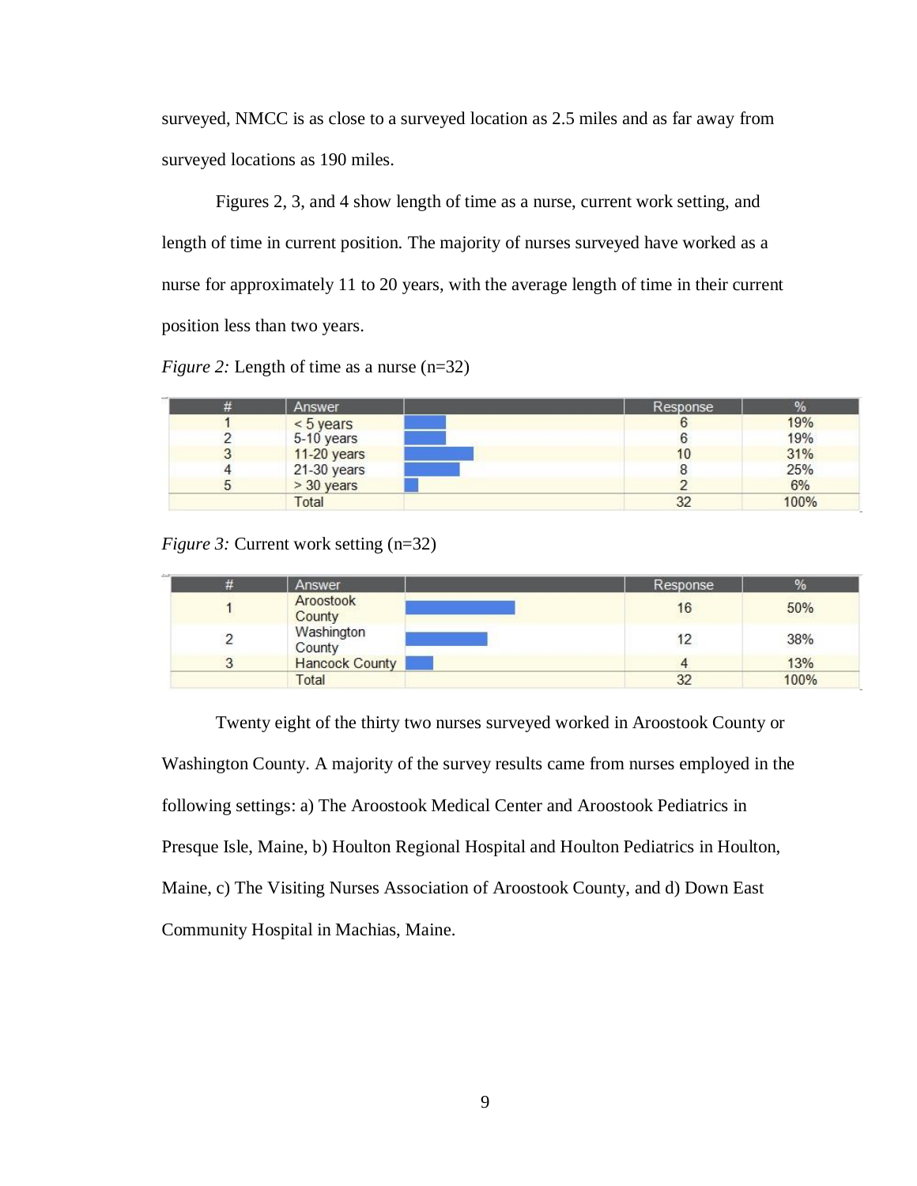surveyed, NMCC is as close to a surveyed location as 2.5 miles and as far away from surveyed locations as 190 miles.

Figures 2, 3, and 4 show length of time as a nurse, current work setting, and length of time in current position. The majority of nurses surveyed have worked as a nurse for approximately 11 to 20 years, with the average length of time in their current position less than two years.

*Figure 2:* Length of time as a nurse (n=32)

| # | Answer | | Response | % |
|---|---|---|---|---|
| 1 | < 5 years | | 6 | 19% |
| 2 | 5-10 years | | 6 | 19% |
| 3 | 11-20 years | | 10 | 31% |
| 4 | 21-30 years | | 8 | 25% |
| 5 | > 30 years | | 2 | 6% |
| | Total | | 32 | 100% |

*Figure 3:* Current work setting (n=32)

| # | Answer | | Response | % |
|---|---|---|---|---|
| 1 | Aroostook County | | 16 | 50% |
| 2 | Washington County | | 12 | 38% |
| 3 | Hancock County | | 4 | 13% |
| | Total | | 32 | 100% |

Twenty eight of the thirty two nurses surveyed worked in Aroostook County or Washington County. A majority of the survey results came from nurses employed in the following settings: a) The Aroostook Medical Center and Aroostook Pediatrics in Presque Isle, Maine, b) Houlton Regional Hospital and Houlton Pediatrics in Houlton, Maine, c) The Visiting Nurses Association of Aroostook County, and d) Down East Community Hospital in Machias, Maine.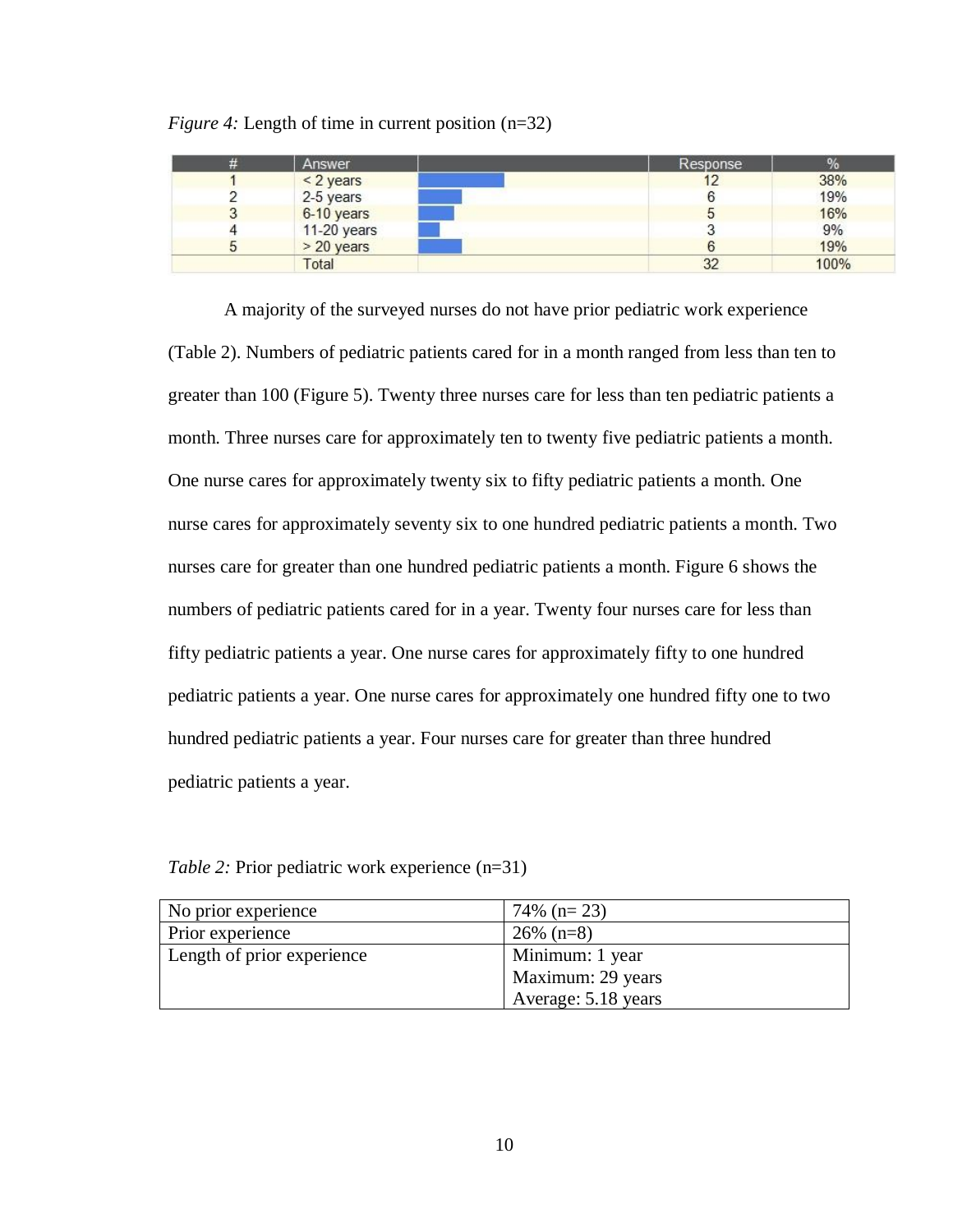*Figure 4:* Length of time in current position (n=32)

| # | Answer | | Response | % |
|---|---|---|---|---|
| 1 | < 2 years | | 12 | 38% |
| 2 | 2-5 years | | 6 | 19% |
| 3 | 6-10 years | | 5 | 16% |
| 4 | 11-20 years | | 3 | 9% |
| 5 | > 20 years | | 6 | 19% |
| | Total | | 32 | 100% |

A majority of the surveyed nurses do not have prior pediatric work experience (Table 2). Numbers of pediatric patients cared for in a month ranged from less than ten to greater than 100 (Figure 5). Twenty three nurses care for less than ten pediatric patients a month. Three nurses care for approximately ten to twenty five pediatric patients a month. One nurse cares for approximately twenty six to fifty pediatric patients a month. One nurse cares for approximately seventy six to one hundred pediatric patients a month. Two nurses care for greater than one hundred pediatric patients a month. Figure 6 shows the numbers of pediatric patients cared for in a year. Twenty four nurses care for less than fifty pediatric patients a year. One nurse cares for approximately fifty to one hundred pediatric patients a year. One nurse cares for approximately one hundred fifty one to two hundred pediatric patients a year. Four nurses care for greater than three hundred pediatric patients a year.

*Table 2:* Prior pediatric work experience (n=31)

| | |
|---|---|
| No prior experience | 74% (n= 23) |
| Prior experience | 26% (n=8) |
| Length of prior experience | Minimum: 1 year<br>Maximum: 29 years<br>Average: 5.18 years |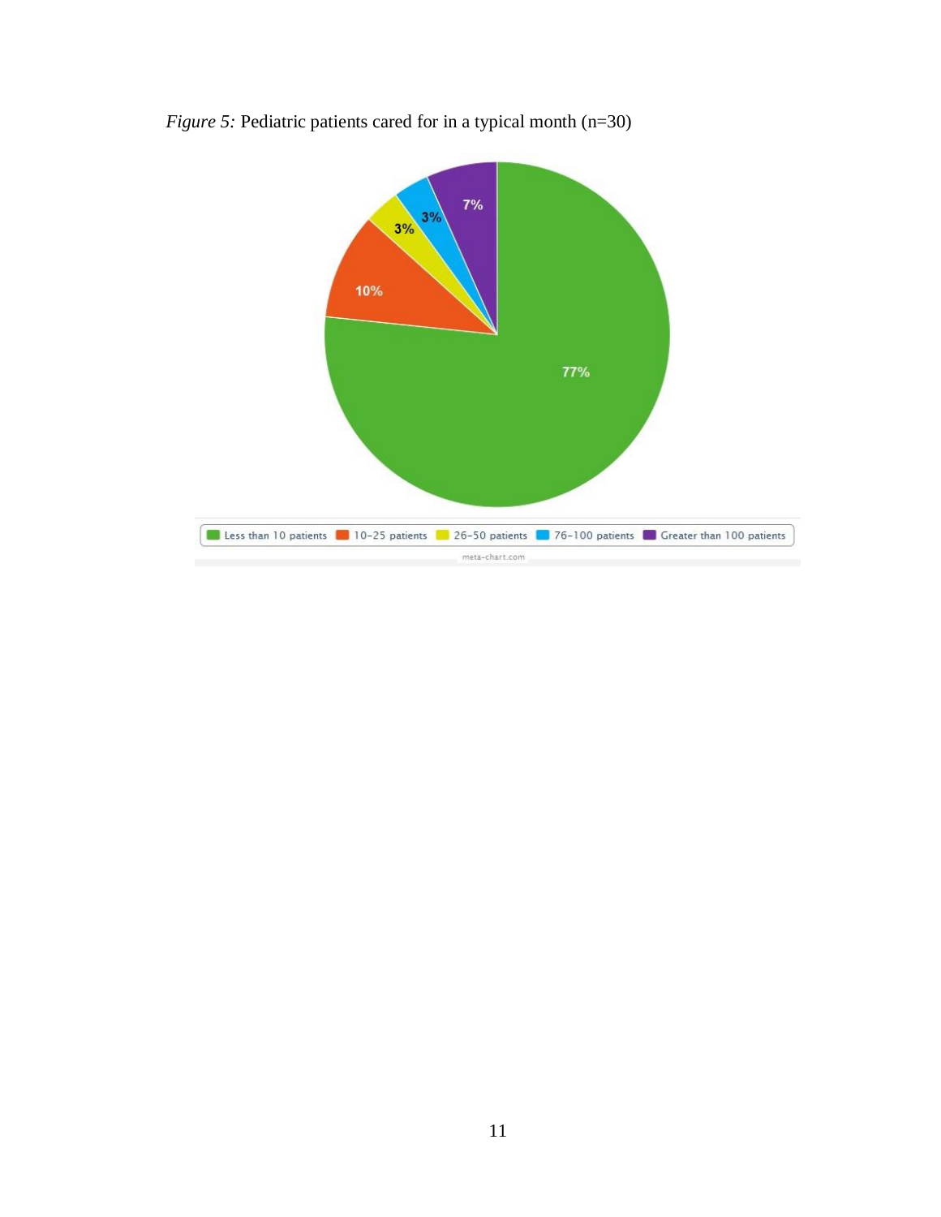*Figure 5:* Pediatric patients cared for in a typical month (n=30)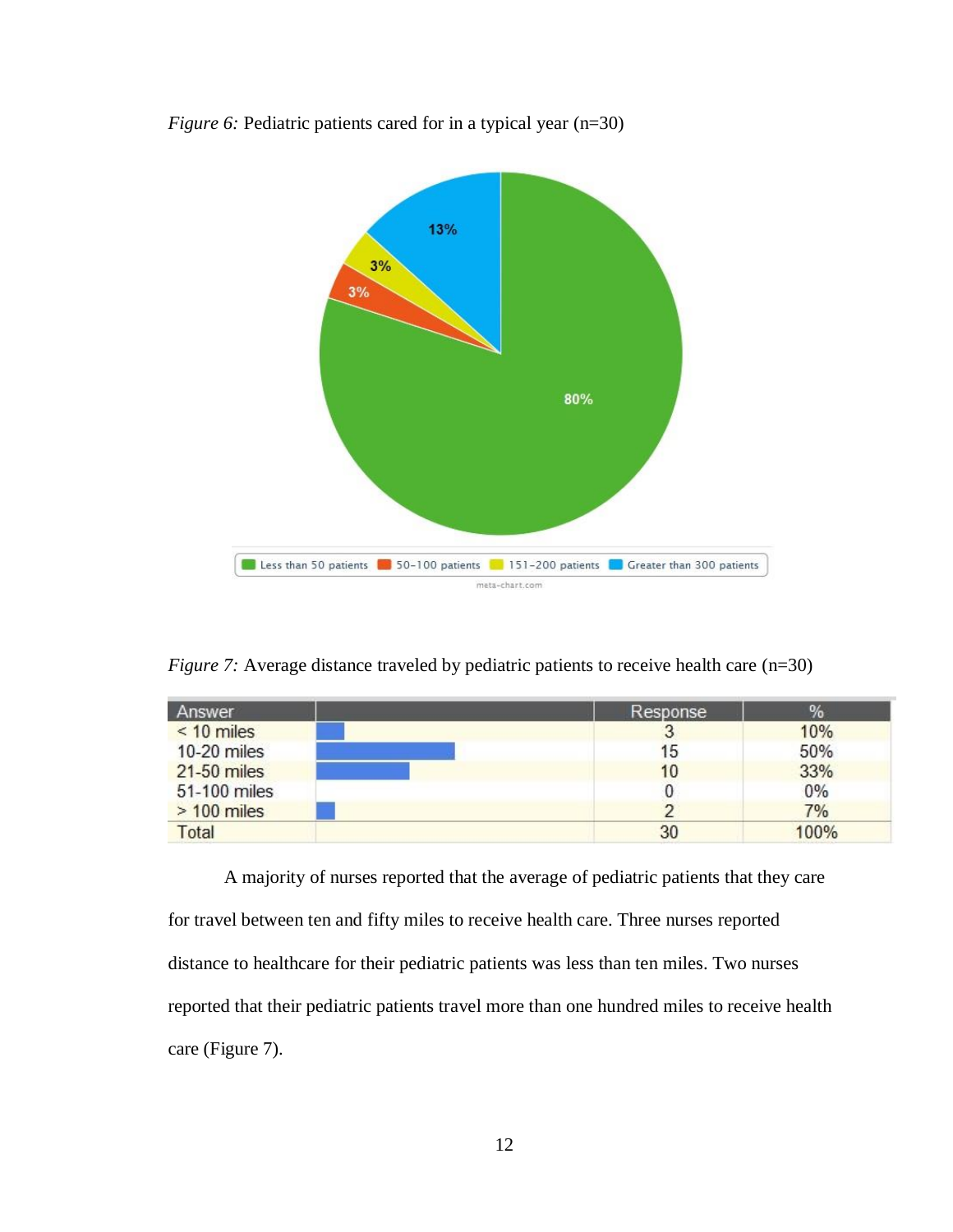*Figure 6:* Pediatric patients cared for in a typical year (n=30)

*Figure 7:* Average distance traveled by pediatric patients to receive health care (n=30)

| Answer | | Response | % |
|---|---|---|---|
| < 10 miles | | 3 | 10% |
| 10-20 miles | | 15 | 50% |
| 21-50 miles | | 10 | 33% |
| 51-100 miles | | 0 | 0% |
| > 100 miles | | 2 | 7% |
| Total | | 30 | 100% |

A majority of nurses reported that the average of pediatric patients that they care for travel between ten and fifty miles to receive health care. Three nurses reported distance to healthcare for their pediatric patients was less than ten miles. Two nurses reported that their pediatric patients travel more than one hundred miles to receive health care (Figure 7).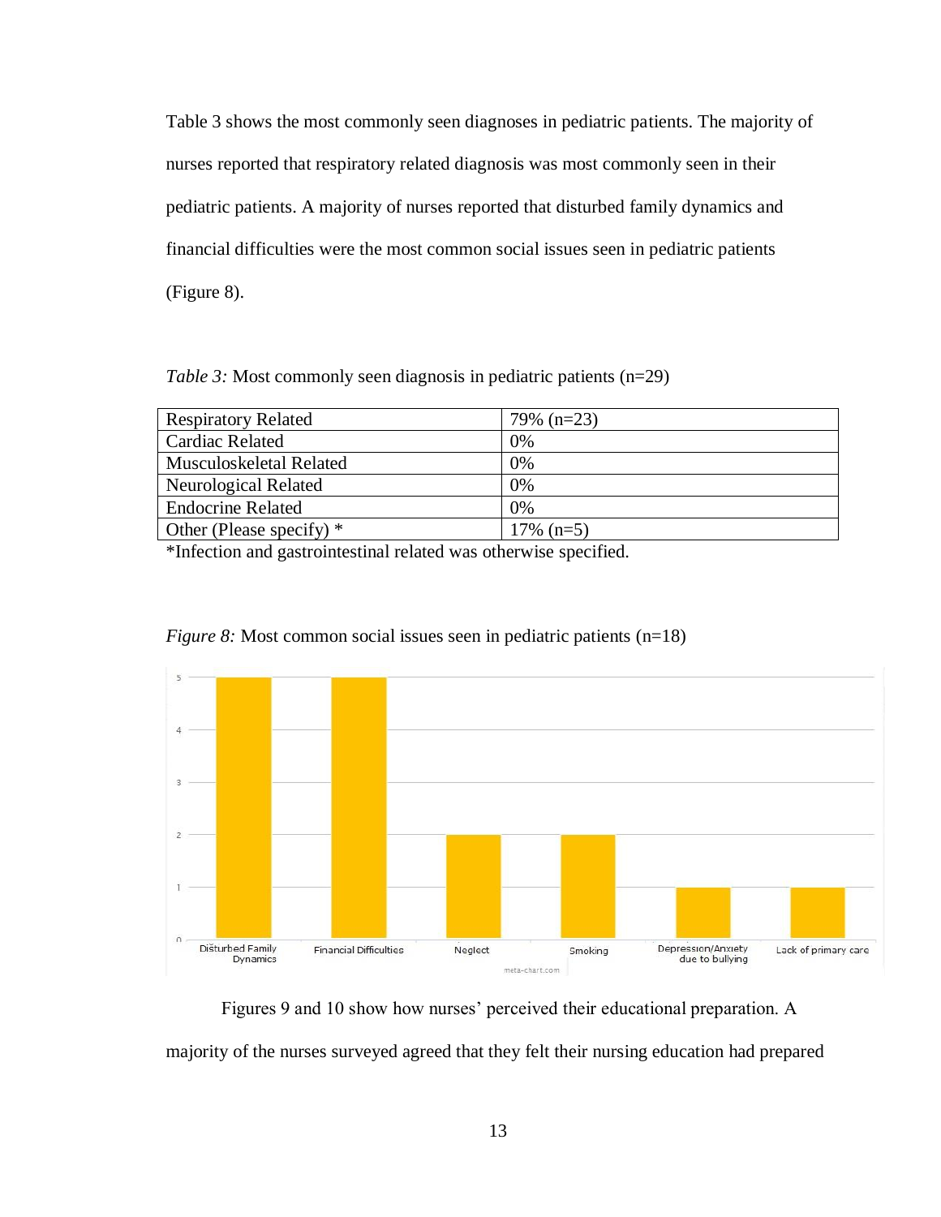Table 3 shows the most commonly seen diagnoses in pediatric patients. The majority of nurses reported that respiratory related diagnosis was most commonly seen in their pediatric patients. A majority of nurses reported that disturbed family dynamics and financial difficulties were the most common social issues seen in pediatric patients (Figure 8).

*Table 3:* Most commonly seen diagnosis in pediatric patients (n=29)

| | |
|---|---|
| Respiratory Related | 79% (n=23) |
| Cardiac Related | 0% |
| Musculoskeletal Related | 0% |
| Neurological Related | 0% |
| Endocrine Related | 0% |
| Other (Please specify) * | 17% (n=5) |

*Infection and gastrointestinal related was otherwise specified.

*Figure 8:* Most common social issues seen in pediatric patients (n=18)

Figures 9 and 10 show how nurses' perceived their educational preparation. A majority of the nurses surveyed agreed that they felt their nursing education had prepared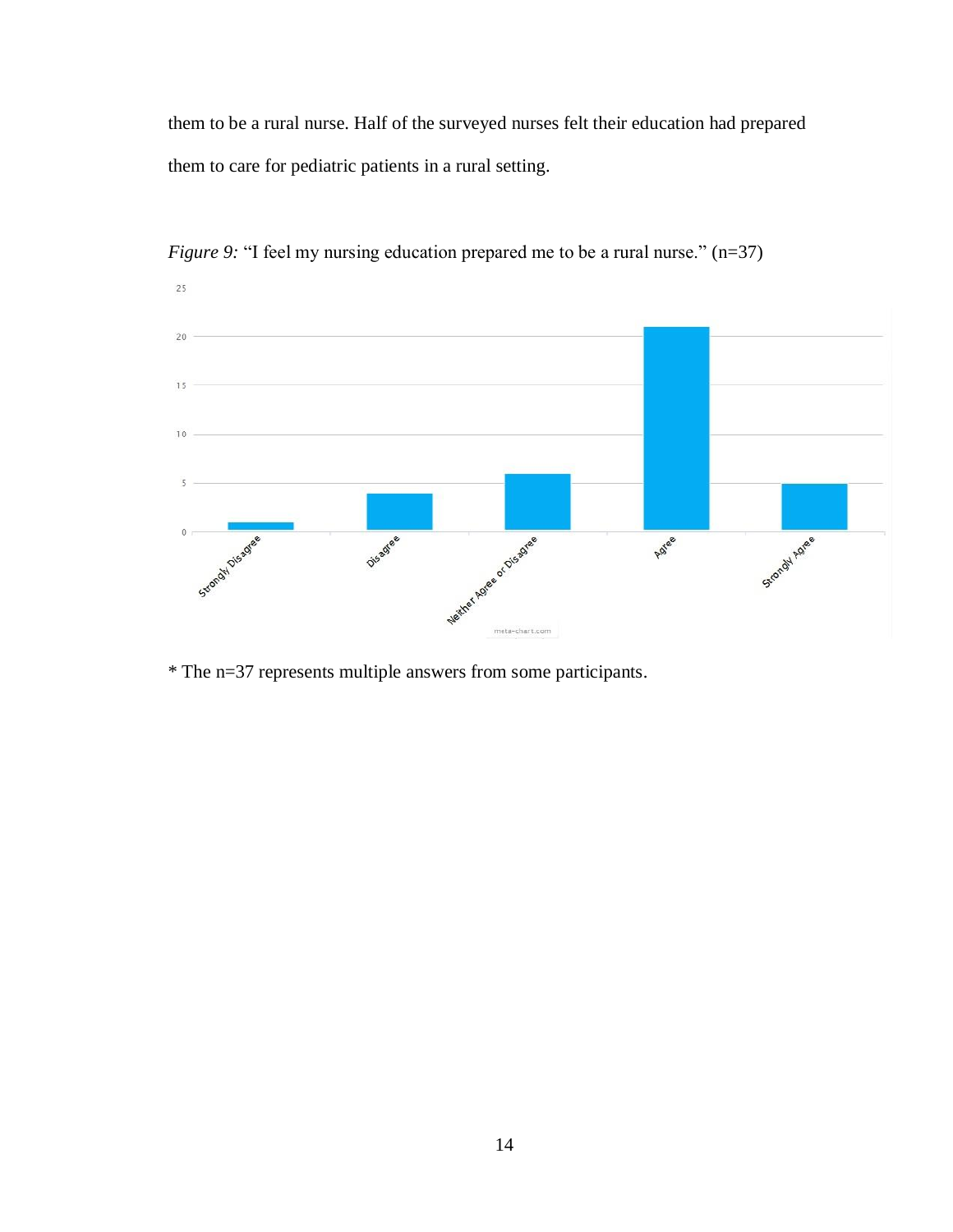them to be a rural nurse. Half of the surveyed nurses felt their education had prepared them to care for pediatric patients in a rural setting.

*Figure 9:* "I feel my nursing education prepared me to be a rural nurse." (n=37)

\* The n=37 represents multiple answers from some participants.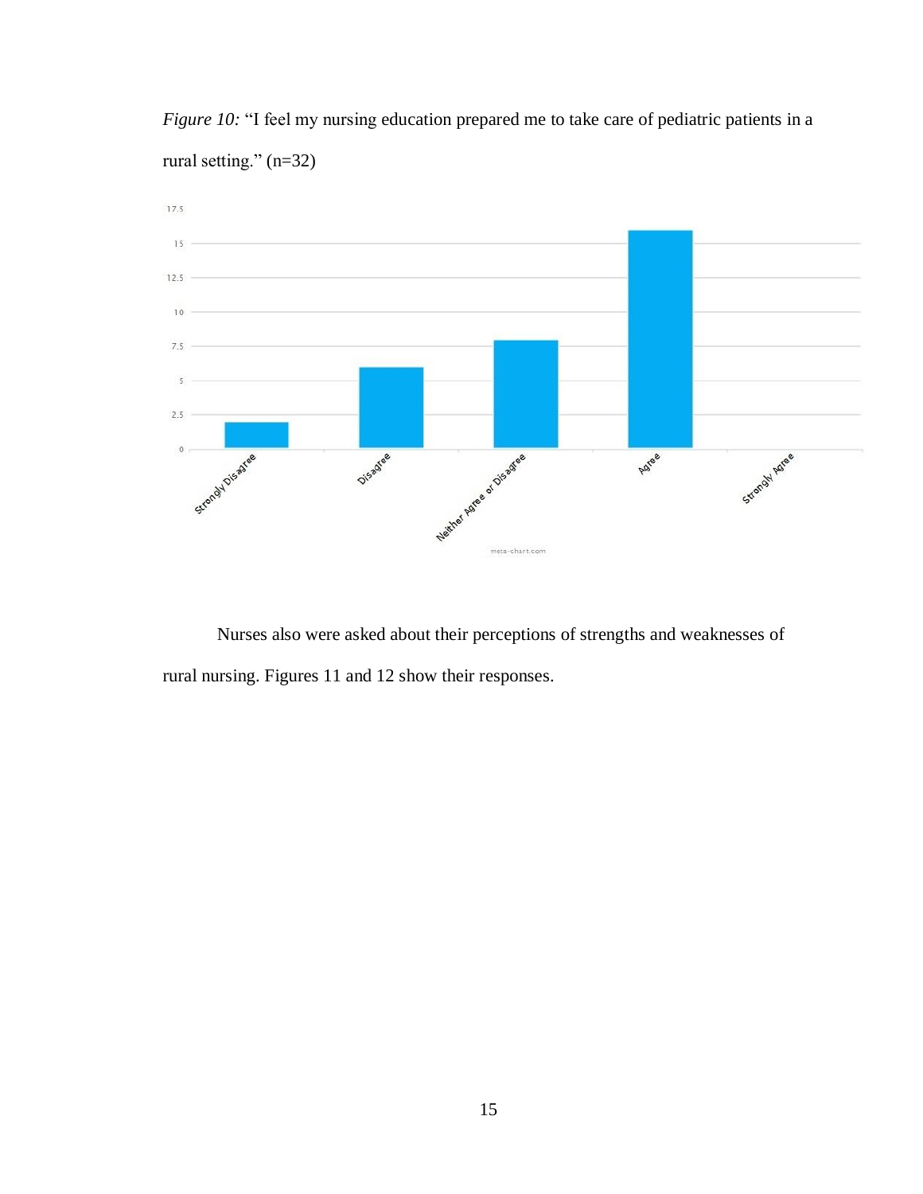*Figure 10:* "I feel my nursing education prepared me to take care of pediatric patients in a rural setting." (n=32)

Nurses also were asked about their perceptions of strengths and weaknesses of rural nursing. Figures 11 and 12 show their responses.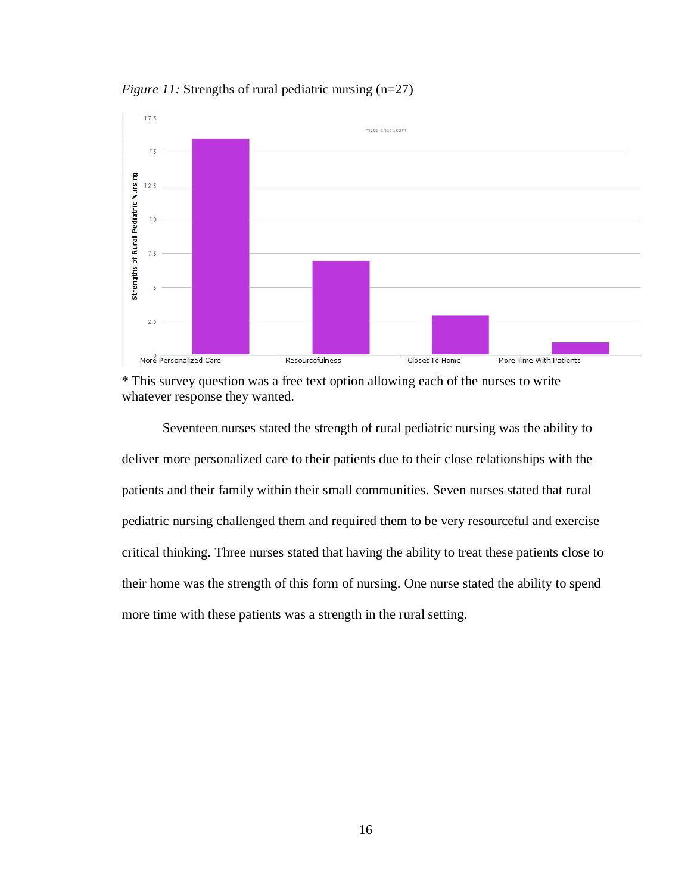*Figure 11:* Strengths of rural pediatric nursing (n=27)

* This survey question was a free text option allowing each of the nurses to write whatever response they wanted.

Seventeen nurses stated the strength of rural pediatric nursing was the ability to deliver more personalized care to their patients due to their close relationships with the patients and their family within their small communities. Seven nurses stated that rural pediatric nursing challenged them and required them to be very resourceful and exercise critical thinking. Three nurses stated that having the ability to treat these patients close to their home was the strength of this form of nursing. One nurse stated the ability to spend more time with these patients was a strength in the rural setting.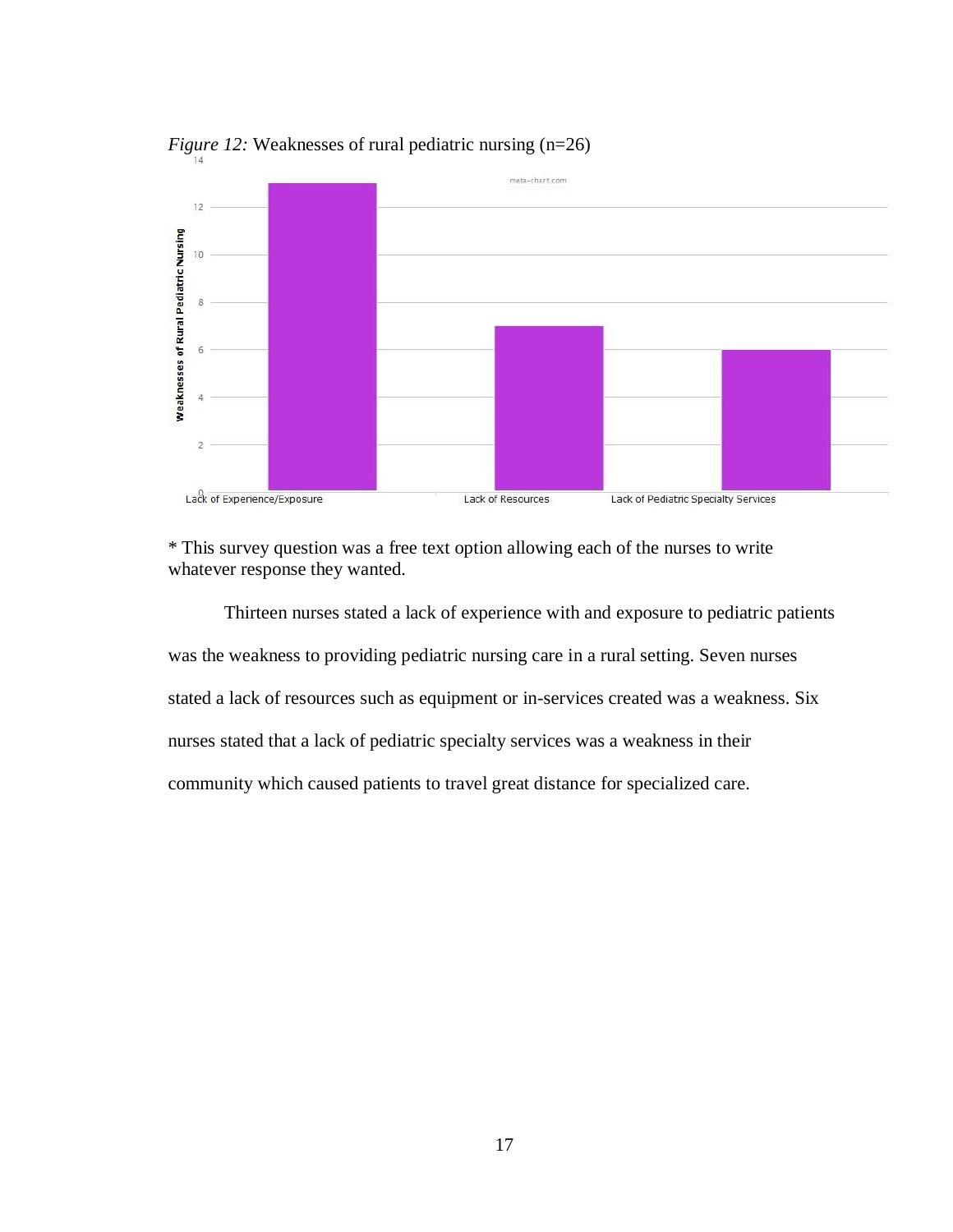*Figure 12:* Weaknesses of rural pediatric nursing (n=26)

* This survey question was a free text option allowing each of the nurses to write whatever response they wanted.

Thirteen nurses stated a lack of experience with and exposure to pediatric patients was the weakness to providing pediatric nursing care in a rural setting. Seven nurses stated a lack of resources such as equipment or in-services created was a weakness. Six nurses stated that a lack of pediatric specialty services was a weakness in their community which caused patients to travel great distance for specialized care.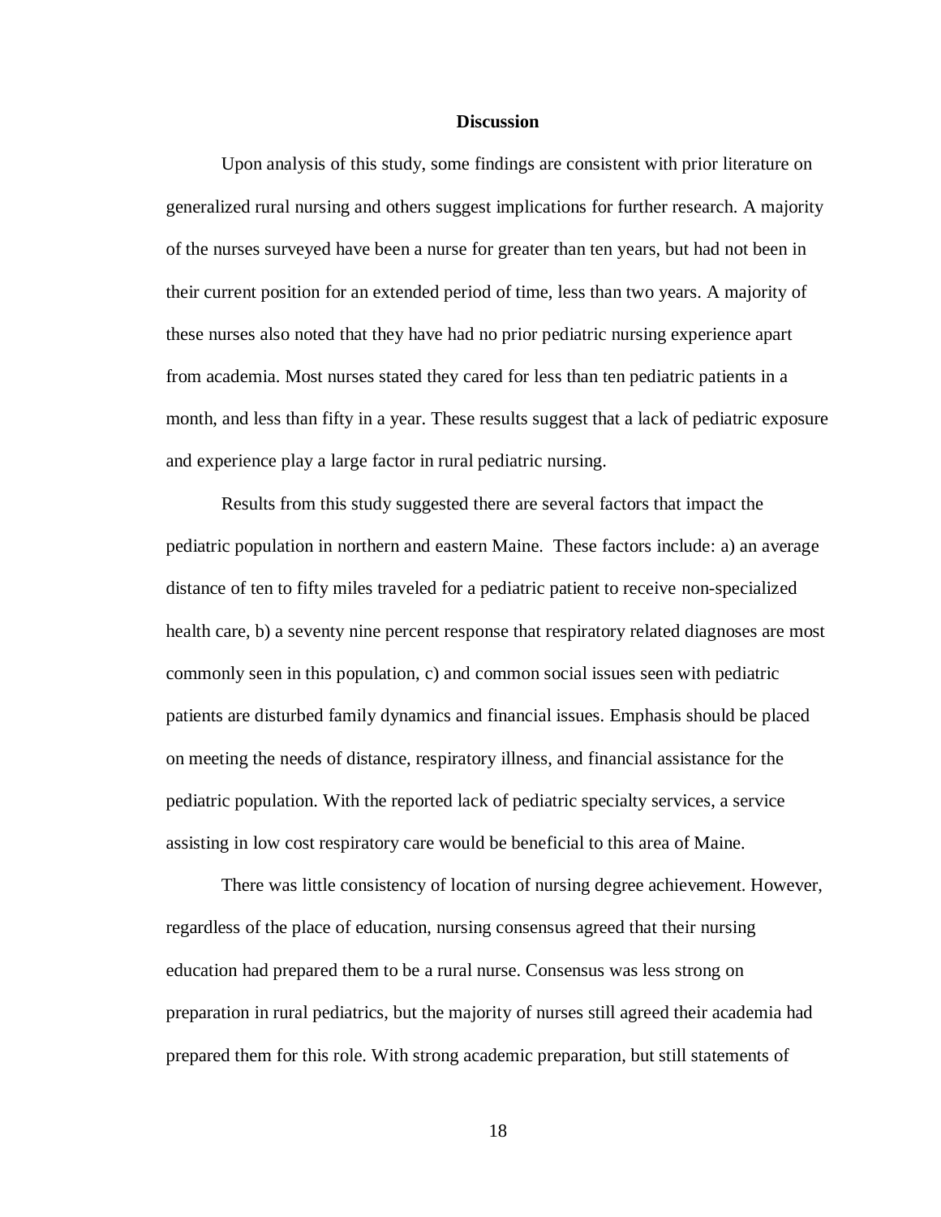## Discussion

Upon analysis of this study, some findings are consistent with prior literature on generalized rural nursing and others suggest implications for further research. A majority of the nurses surveyed have been a nurse for greater than ten years, but had not been in their current position for an extended period of time, less than two years. A majority of these nurses also noted that they have had no prior pediatric nursing experience apart from academia. Most nurses stated they cared for less than ten pediatric patients in a month, and less than fifty in a year. These results suggest that a lack of pediatric exposure and experience play a large factor in rural pediatric nursing.

Results from this study suggested there are several factors that impact the pediatric population in northern and eastern Maine. These factors include: a) an average distance of ten to fifty miles traveled for a pediatric patient to receive non-specialized health care, b) a seventy nine percent response that respiratory related diagnoses are most commonly seen in this population, c) and common social issues seen with pediatric patients are disturbed family dynamics and financial issues. Emphasis should be placed on meeting the needs of distance, respiratory illness, and financial assistance for the pediatric population. With the reported lack of pediatric specialty services, a service assisting in low cost respiratory care would be beneficial to this area of Maine.

There was little consistency of location of nursing degree achievement. However, regardless of the place of education, nursing consensus agreed that their nursing education had prepared them to be a rural nurse. Consensus was less strong on preparation in rural pediatrics, but the majority of nurses still agreed their academia had prepared them for this role. With strong academic preparation, but still statements of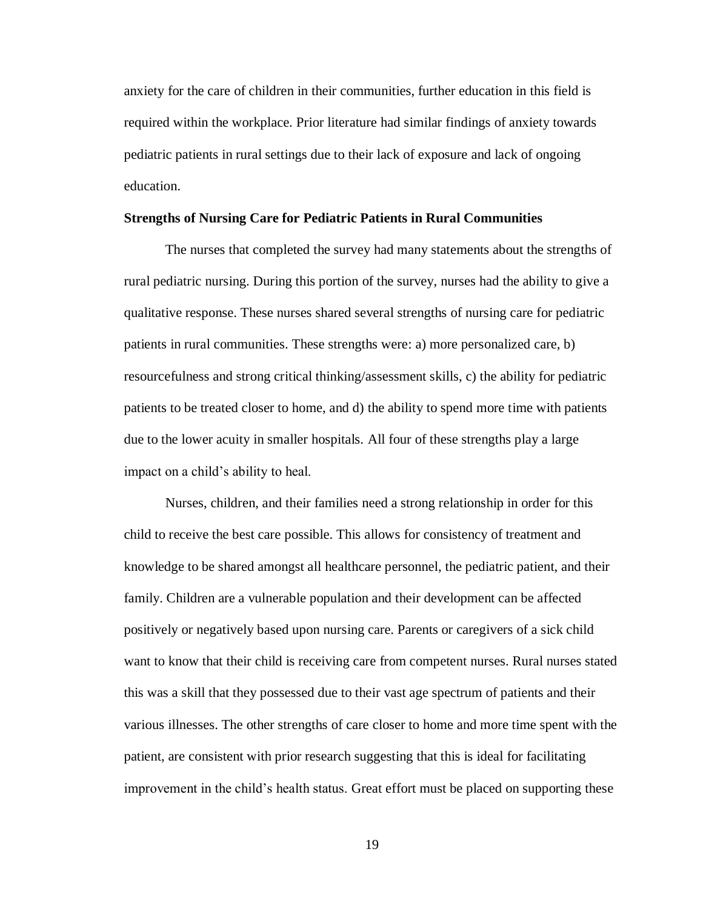anxiety for the care of children in their communities, further education in this field is required within the workplace. Prior literature had similar findings of anxiety towards pediatric patients in rural settings due to their lack of exposure and lack of ongoing education.

**Strengths of Nursing Care for Pediatric Patients in Rural Communities**

The nurses that completed the survey had many statements about the strengths of rural pediatric nursing. During this portion of the survey, nurses had the ability to give a qualitative response. These nurses shared several strengths of nursing care for pediatric patients in rural communities. These strengths were: a) more personalized care, b) resourcefulness and strong critical thinking/assessment skills, c) the ability for pediatric patients to be treated closer to home, and d) the ability to spend more time with patients due to the lower acuity in smaller hospitals. All four of these strengths play a large impact on a child's ability to heal.

Nurses, children, and their families need a strong relationship in order for this child to receive the best care possible. This allows for consistency of treatment and knowledge to be shared amongst all healthcare personnel, the pediatric patient, and their family. Children are a vulnerable population and their development can be affected positively or negatively based upon nursing care. Parents or caregivers of a sick child want to know that their child is receiving care from competent nurses. Rural nurses stated this was a skill that they possessed due to their vast age spectrum of patients and their various illnesses. The other strengths of care closer to home and more time spent with the patient, are consistent with prior research suggesting that this is ideal for facilitating improvement in the child's health status. Great effort must be placed on supporting these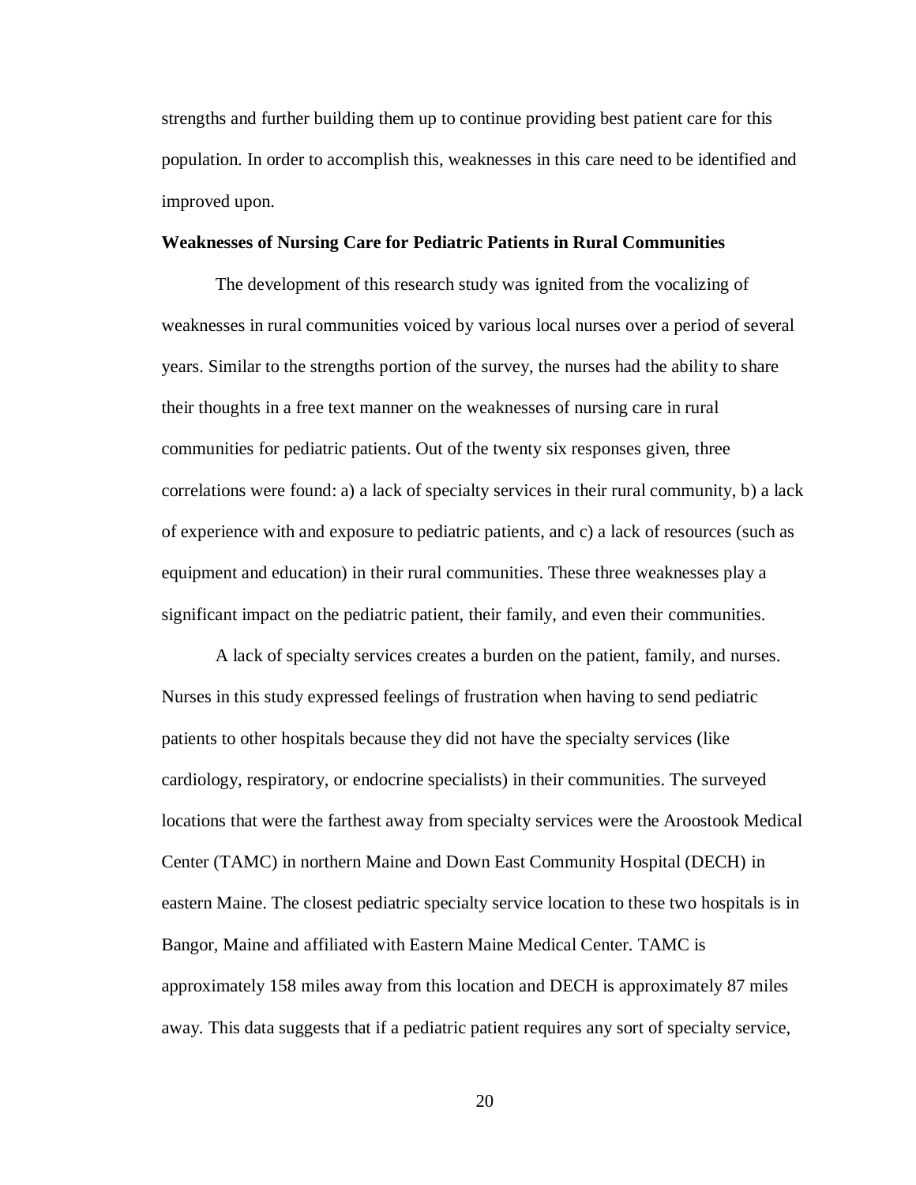strengths and further building them up to continue providing best patient care for this population. In order to accomplish this, weaknesses in this care need to be identified and improved upon.

**Weaknesses of Nursing Care for Pediatric Patients in Rural Communities**

The development of this research study was ignited from the vocalizing of weaknesses in rural communities voiced by various local nurses over a period of several years. Similar to the strengths portion of the survey, the nurses had the ability to share their thoughts in a free text manner on the weaknesses of nursing care in rural communities for pediatric patients. Out of the twenty six responses given, three correlations were found: a) a lack of specialty services in their rural community, b) a lack of experience with and exposure to pediatric patients, and c) a lack of resources (such as equipment and education) in their rural communities. These three weaknesses play a significant impact on the pediatric patient, their family, and even their communities.

A lack of specialty services creates a burden on the patient, family, and nurses. Nurses in this study expressed feelings of frustration when having to send pediatric patients to other hospitals because they did not have the specialty services (like cardiology, respiratory, or endocrine specialists) in their communities. The surveyed locations that were the farthest away from specialty services were the Aroostook Medical Center (TAMC) in northern Maine and Down East Community Hospital (DECH) in eastern Maine. The closest pediatric specialty service location to these two hospitals is in Bangor, Maine and affiliated with Eastern Maine Medical Center. TAMC is approximately 158 miles away from this location and DECH is approximately 87 miles away. This data suggests that if a pediatric patient requires any sort of specialty service,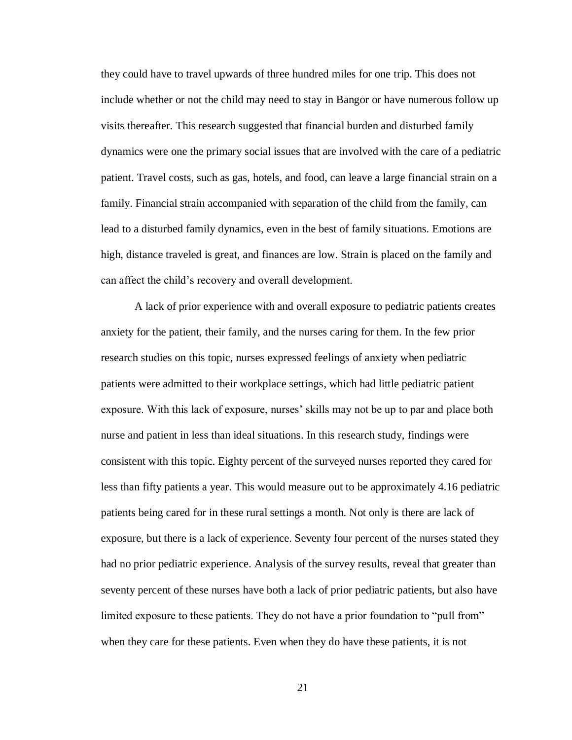they could have to travel upwards of three hundred miles for one trip. This does not include whether or not the child may need to stay in Bangor or have numerous follow up visits thereafter. This research suggested that financial burden and disturbed family dynamics were one the primary social issues that are involved with the care of a pediatric patient. Travel costs, such as gas, hotels, and food, can leave a large financial strain on a family. Financial strain accompanied with separation of the child from the family, can lead to a disturbed family dynamics, even in the best of family situations. Emotions are high, distance traveled is great, and finances are low. Strain is placed on the family and can affect the child's recovery and overall development.

A lack of prior experience with and overall exposure to pediatric patients creates anxiety for the patient, their family, and the nurses caring for them. In the few prior research studies on this topic, nurses expressed feelings of anxiety when pediatric patients were admitted to their workplace settings, which had little pediatric patient exposure. With this lack of exposure, nurses' skills may not be up to par and place both nurse and patient in less than ideal situations. In this research study, findings were consistent with this topic. Eighty percent of the surveyed nurses reported they cared for less than fifty patients a year. This would measure out to be approximately 4.16 pediatric patients being cared for in these rural settings a month. Not only is there are lack of exposure, but there is a lack of experience. Seventy four percent of the nurses stated they had no prior pediatric experience. Analysis of the survey results, reveal that greater than seventy percent of these nurses have both a lack of prior pediatric patients, but also have limited exposure to these patients. They do not have a prior foundation to "pull from" when they care for these patients. Even when they do have these patients, it is not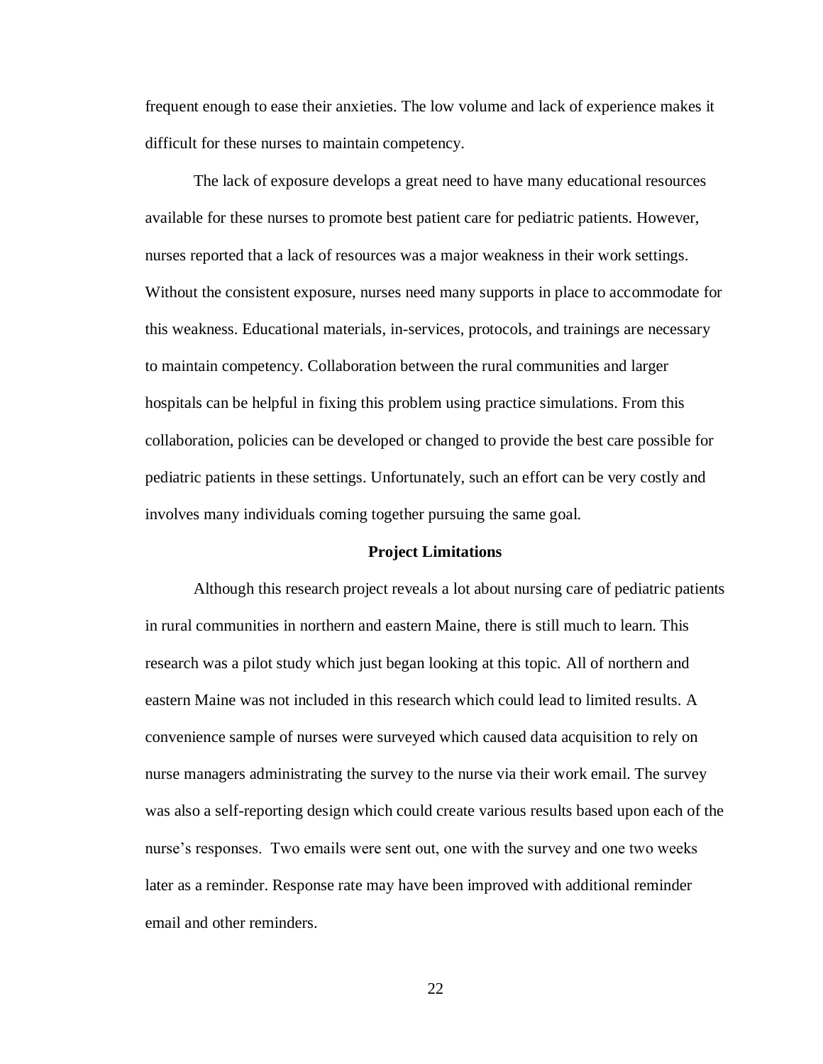frequent enough to ease their anxieties. The low volume and lack of experience makes it difficult for these nurses to maintain competency.

The lack of exposure develops a great need to have many educational resources available for these nurses to promote best patient care for pediatric patients. However, nurses reported that a lack of resources was a major weakness in their work settings. Without the consistent exposure, nurses need many supports in place to accommodate for this weakness. Educational materials, in-services, protocols, and trainings are necessary to maintain competency. Collaboration between the rural communities and larger hospitals can be helpful in fixing this problem using practice simulations. From this collaboration, policies can be developed or changed to provide the best care possible for pediatric patients in these settings. Unfortunately, such an effort can be very costly and involves many individuals coming together pursuing the same goal.

## Project Limitations

Although this research project reveals a lot about nursing care of pediatric patients in rural communities in northern and eastern Maine, there is still much to learn. This research was a pilot study which just began looking at this topic. All of northern and eastern Maine was not included in this research which could lead to limited results. A convenience sample of nurses were surveyed which caused data acquisition to rely on nurse managers administrating the survey to the nurse via their work email. The survey was also a self-reporting design which could create various results based upon each of the nurse's responses. Two emails were sent out, one with the survey and one two weeks later as a reminder. Response rate may have been improved with additional reminder email and other reminders.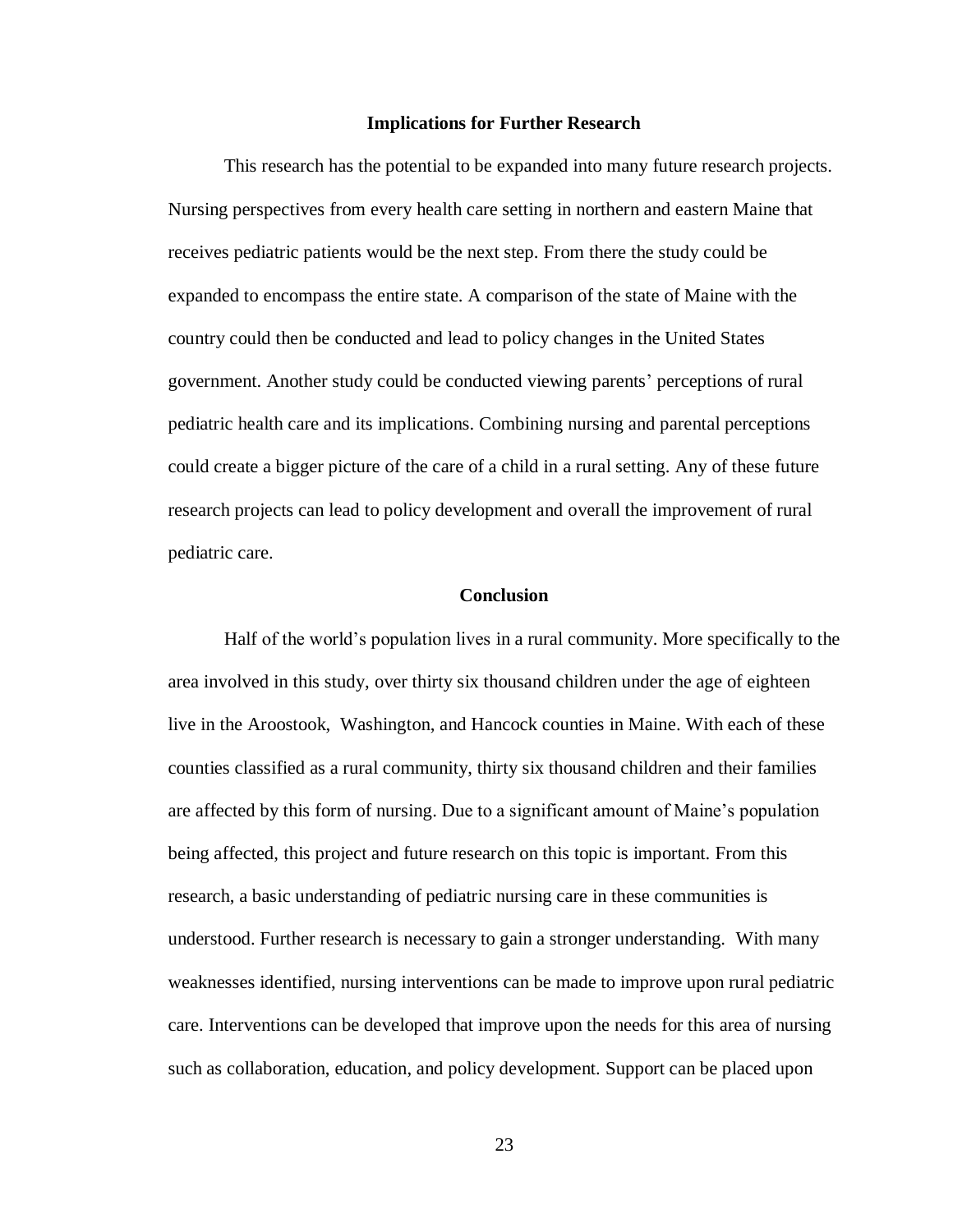## Implications for Further Research

This research has the potential to be expanded into many future research projects. Nursing perspectives from every health care setting in northern and eastern Maine that receives pediatric patients would be the next step. From there the study could be expanded to encompass the entire state. A comparison of the state of Maine with the country could then be conducted and lead to policy changes in the United States government. Another study could be conducted viewing parents' perceptions of rural pediatric health care and its implications. Combining nursing and parental perceptions could create a bigger picture of the care of a child in a rural setting. Any of these future research projects can lead to policy development and overall the improvement of rural pediatric care.

## Conclusion

Half of the world's population lives in a rural community. More specifically to the area involved in this study, over thirty six thousand children under the age of eighteen live in the Aroostook, Washington, and Hancock counties in Maine. With each of these counties classified as a rural community, thirty six thousand children and their families are affected by this form of nursing. Due to a significant amount of Maine's population being affected, this project and future research on this topic is important. From this research, a basic understanding of pediatric nursing care in these communities is understood. Further research is necessary to gain a stronger understanding. With many weaknesses identified, nursing interventions can be made to improve upon rural pediatric care. Interventions can be developed that improve upon the needs for this area of nursing such as collaboration, education, and policy development. Support can be placed upon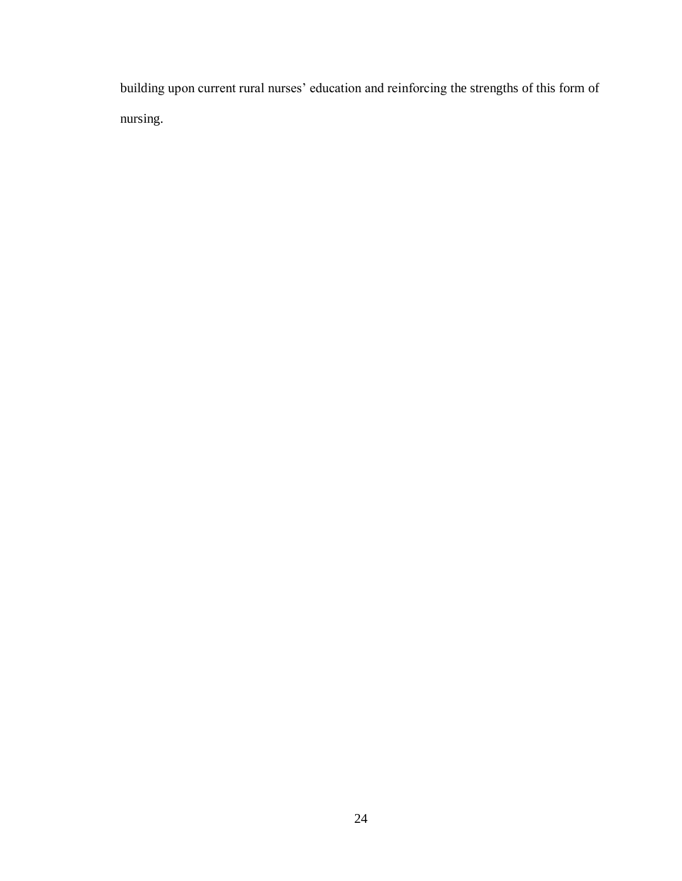building upon current rural nurses' education and reinforcing the strengths of this form of nursing.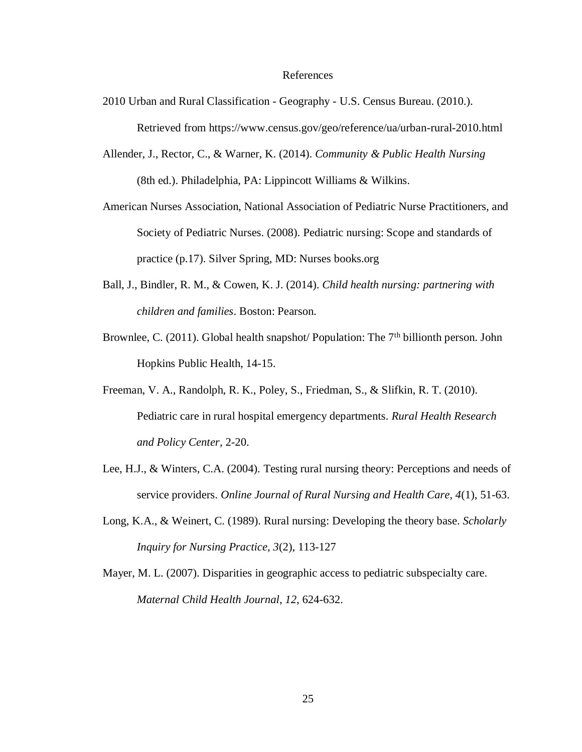# References

2010 Urban and Rural Classification - Geography - U.S. Census Bureau. (2010.). Retrieved from https://www.census.gov/geo/reference/ua/urban-rural-2010.html

Allender, J., Rector, C., & Warner, K. (2014). *Community & Public Health Nursing* (8th ed.). Philadelphia, PA: Lippincott Williams & Wilkins.

American Nurses Association, National Association of Pediatric Nurse Practitioners, and Society of Pediatric Nurses. (2008). Pediatric nursing: Scope and standards of practice (p.17). Silver Spring, MD: Nurses books.org

Ball, J., Bindler, R. M., & Cowen, K. J. (2014). *Child health nursing: partnering with children and families*. Boston: Pearson.

Brownlee, C. (2011). Global health snapshot/ Population: The 7th billionth person. John Hopkins Public Health, 14-15.

Freeman, V. A., Randolph, R. K., Poley, S., Friedman, S., & Slifkin, R. T. (2010). Pediatric care in rural hospital emergency departments. *Rural Health Research and Policy Center*, 2-20.

Lee, H.J., & Winters, C.A. (2004). Testing rural nursing theory: Perceptions and needs of service providers. *Online Journal of Rural Nursing and Health Care, 4*(1), 51-63.

Long, K.A., & Weinert, C. (1989). Rural nursing: Developing the theory base. *Scholarly Inquiry for Nursing Practice, 3*(2), 113-127

Mayer, M. L. (2007). Disparities in geographic access to pediatric subspecialty care. *Maternal Child Health Journal*, *12*, 624-632.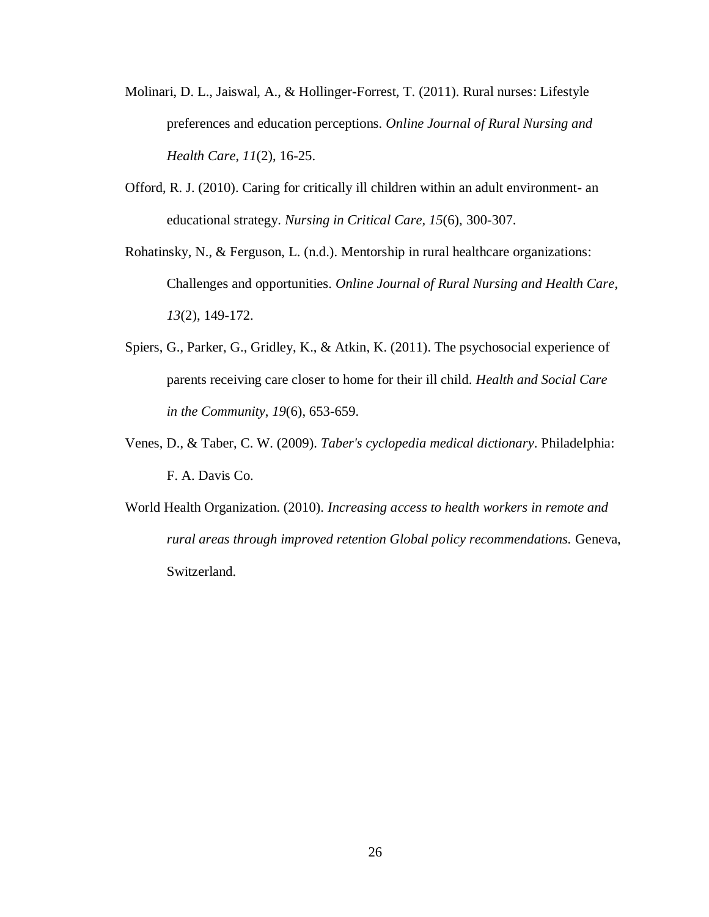Molinari, D. L., Jaiswal, A., & Hollinger-Forrest, T. (2011). Rural nurses: Lifestyle preferences and education perceptions. *Online Journal of Rural Nursing and Health Care*, *11*(2), 16-25.

Offord, R. J. (2010). Caring for critically ill children within an adult environment- an educational strategy. *Nursing in Critical Care*, *15*(6), 300-307.

Rohatinsky, N., & Ferguson, L. (n.d.). Mentorship in rural healthcare organizations: Challenges and opportunities. *Online Journal of Rural Nursing and Health Care*, *13*(2), 149-172.

Spiers, G., Parker, G., Gridley, K., & Atkin, K. (2011). The psychosocial experience of parents receiving care closer to home for their ill child. *Health and Social Care in the Community*, *19*(6), 653-659.

Venes, D., & Taber, C. W. (2009). *Taber's cyclopedia medical dictionary*. Philadelphia: F. A. Davis Co.

World Health Organization. (2010). *Increasing access to health workers in remote and rural areas through improved retention Global policy recommendations.* Geneva, Switzerland.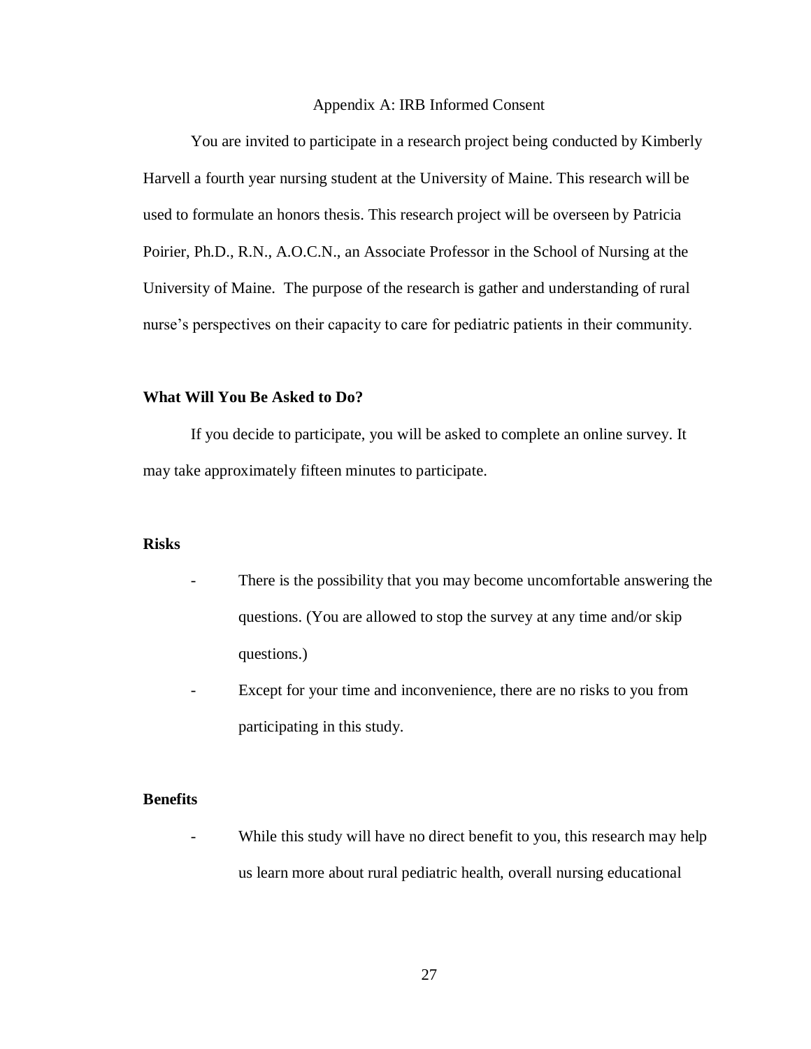# Appendix A: IRB Informed Consent

You are invited to participate in a research project being conducted by Kimberly Harvell a fourth year nursing student at the University of Maine. This research will be used to formulate an honors thesis. This research project will be overseen by Patricia Poirier, Ph.D., R.N., A.O.C.N., an Associate Professor in the School of Nursing at the University of Maine. The purpose of the research is gather and understanding of rural nurse's perspectives on their capacity to care for pediatric patients in their community.

**What Will You Be Asked to Do?**

If you decide to participate, you will be asked to complete an online survey. It may take approximately fifteen minutes to participate.

**Risks**

- There is the possibility that you may become uncomfortable answering the questions. (You are allowed to stop the survey at any time and/or skip questions.)
- Except for your time and inconvenience, there are no risks to you from participating in this study.

**Benefits**

- While this study will have no direct benefit to you, this research may help us learn more about rural pediatric health, overall nursing educational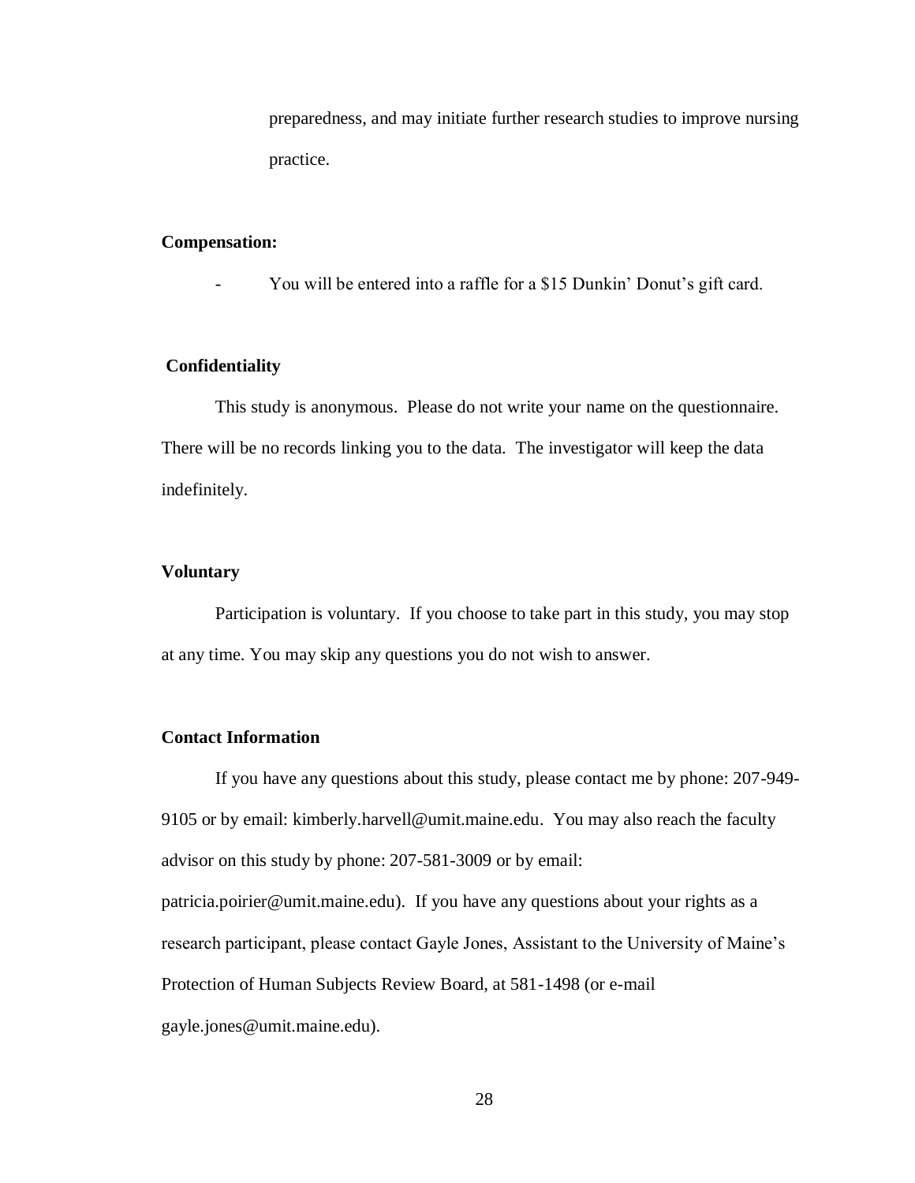preparedness, and may initiate further research studies to improve nursing practice.

**Compensation:**

- You will be entered into a raffle for a $15 Dunkin' Donut's gift card.

**Confidentiality**

This study is anonymous. Please do not write your name on the questionnaire. There will be no records linking you to the data. The investigator will keep the data indefinitely.

**Voluntary**

Participation is voluntary. If you choose to take part in this study, you may stop at any time. You may skip any questions you do not wish to answer.

**Contact Information**

If you have any questions about this study, please contact me by phone: 207-949-9105 or by email: kimberly.harvell@umit.maine.edu. You may also reach the faculty advisor on this study by phone: 207-581-3009 or by email: patricia.poirier@umit.maine.edu). If you have any questions about your rights as a research participant, please contact Gayle Jones, Assistant to the University of Maine's Protection of Human Subjects Review Board, at 581-1498 (or e-mail gayle.jones@umit.maine.edu).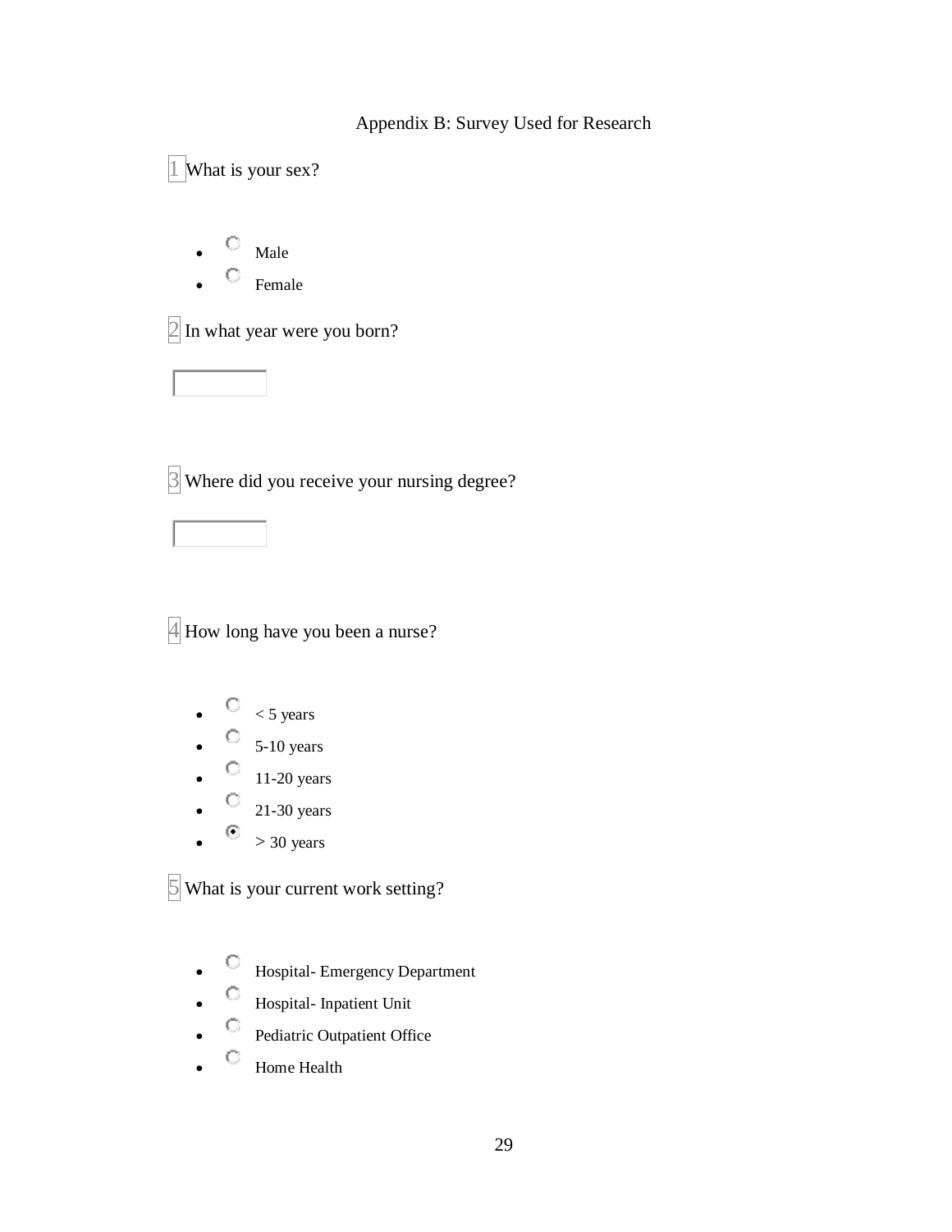# Appendix B: Survey Used for Research

1 What is your sex?

- Male
- Female

2 In what year were you born?

3 Where did you receive your nursing degree?

4 How long have you been a nurse?

- < 5 years
- 5-10 years
- 11-20 years
- 21-30 years
- > 30 years

5 What is your current work setting?

- Hospital- Emergency Department
- Hospital- Inpatient Unit
- Pediatric Outpatient Office
- Home Health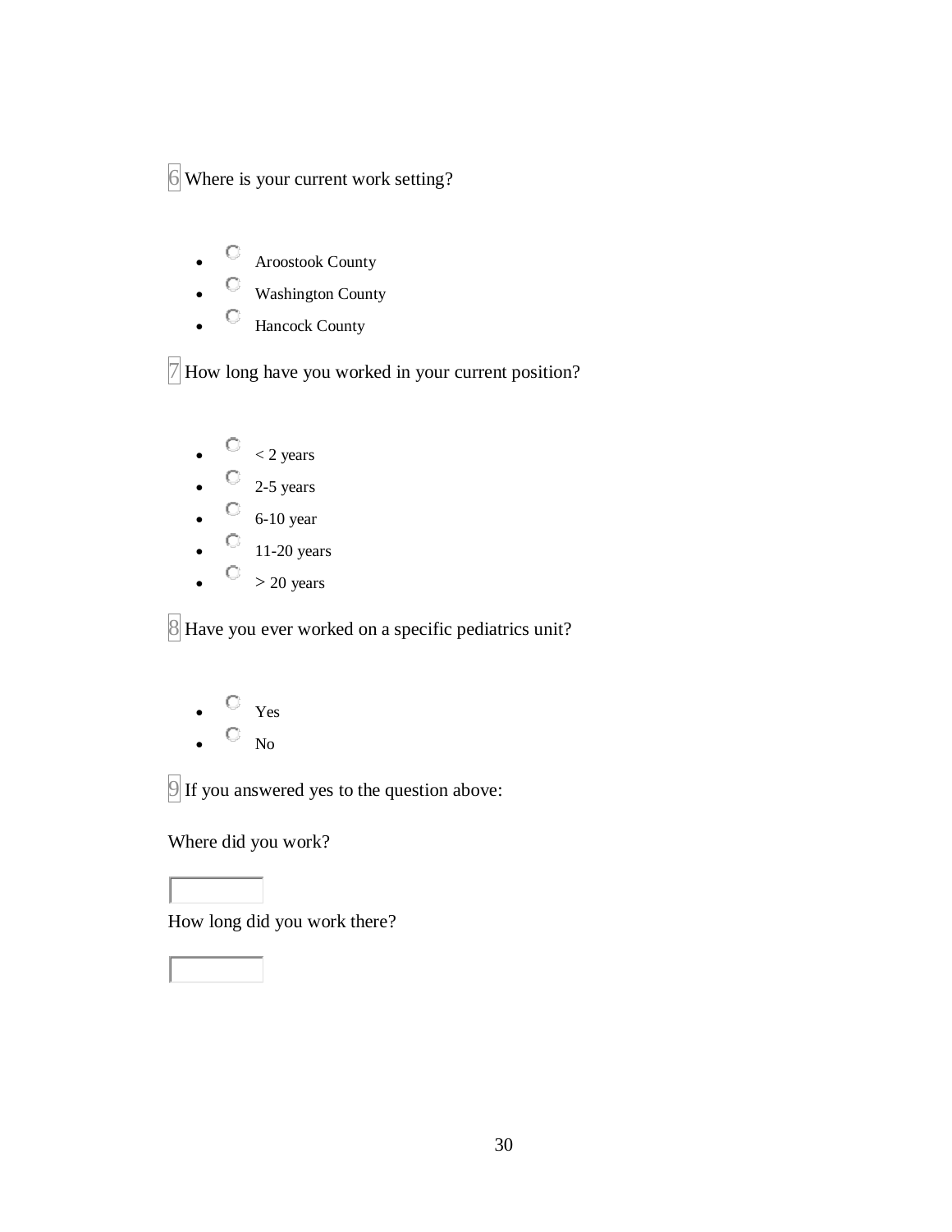6 Where is your current work setting?

- Aroostook County
- Washington County
- Hancock County

7 How long have you worked in your current position?

- < 2 years
- 2-5 years
- 6-10 year
- 11-20 years
- > 20 years

8 Have you ever worked on a specific pediatrics unit?

- Yes
- No

9 If you answered yes to the question above:

Where did you work?

How long did you work there?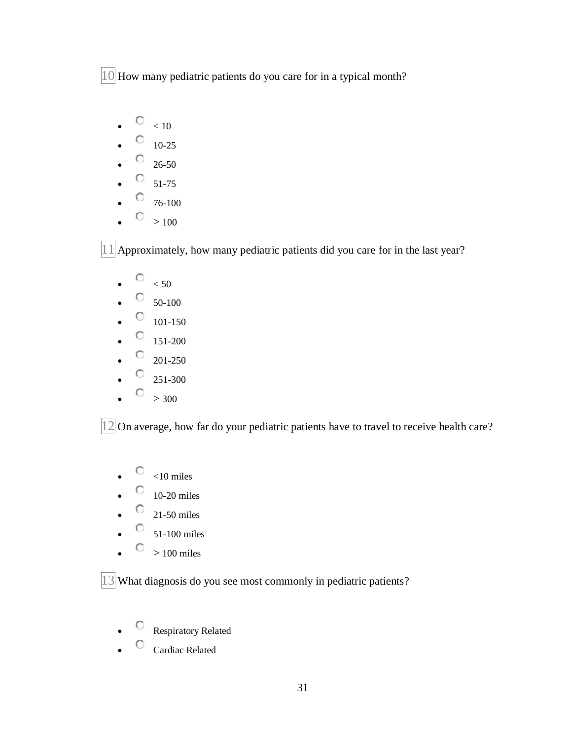10 How many pediatric patients do you care for in a typical month?

- < 10
- 10-25
- 26-50
- 51-75
- 76-100
- > 100

11 Approximately, how many pediatric patients did you care for in the last year?

- < 50
- 50-100
- 101-150
- 151-200
- 201-250
- 251-300
- > 300

12 On average, how far do your pediatric patients have to travel to receive health care?

- <10 miles
- 10-20 miles
- 21-50 miles
- 51-100 miles
- > 100 miles

13 What diagnosis do you see most commonly in pediatric patients?

- Respiratory Related
- Cardiac Related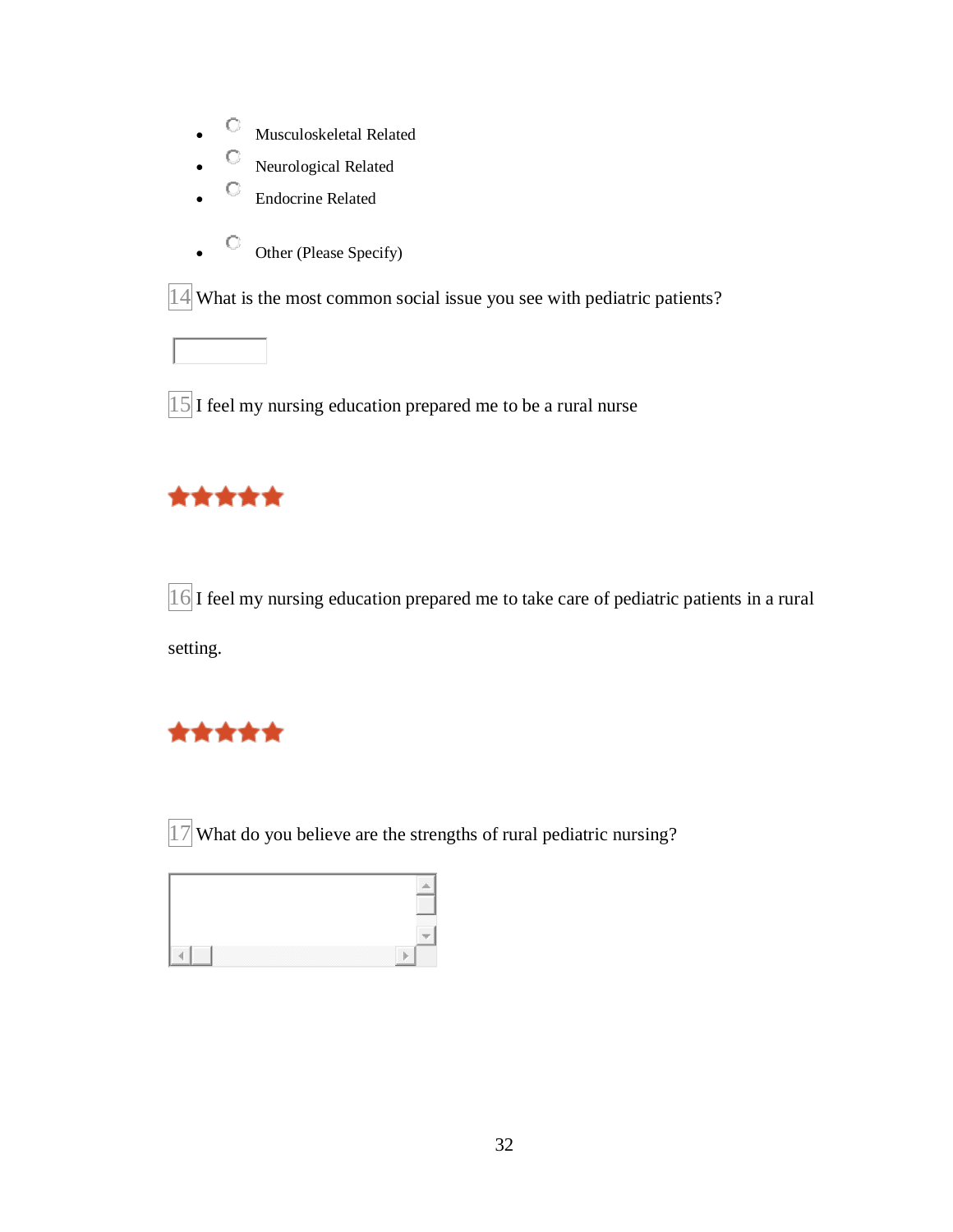- ○ Musculoskeletal Related
- ○ Neurological Related
- ○ Endocrine Related
- ○ Other (Please Specify)

14 What is the most common social issue you see with pediatric patients?

15 I feel my nursing education prepared me to be a rural nurse

★★★★★

16 I feel my nursing education prepared me to take care of pediatric patients in a rural setting.

★★★★★

17 What do you believe are the strengths of rural pediatric nursing?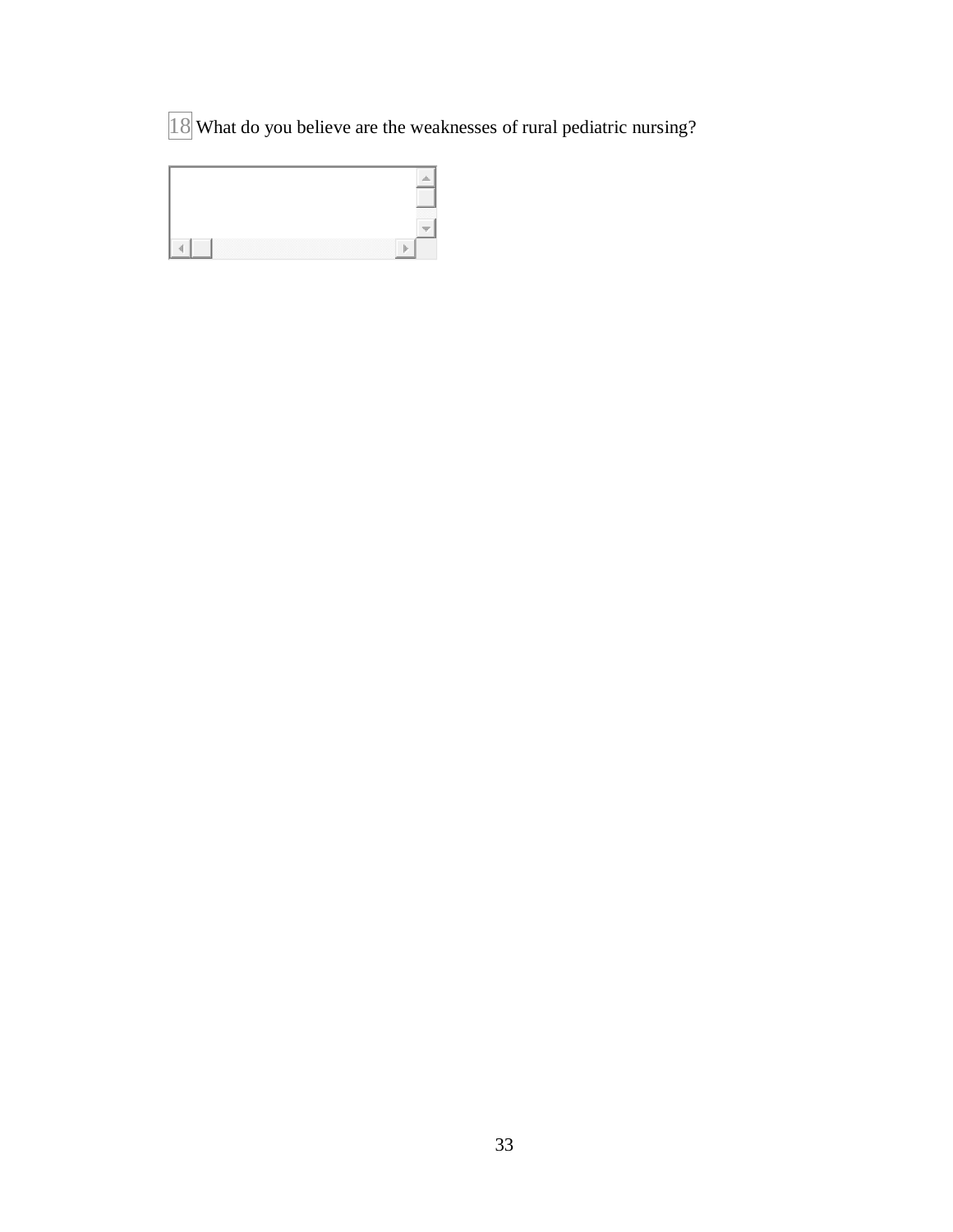18 What do you believe are the weaknesses of rural pediatric nursing?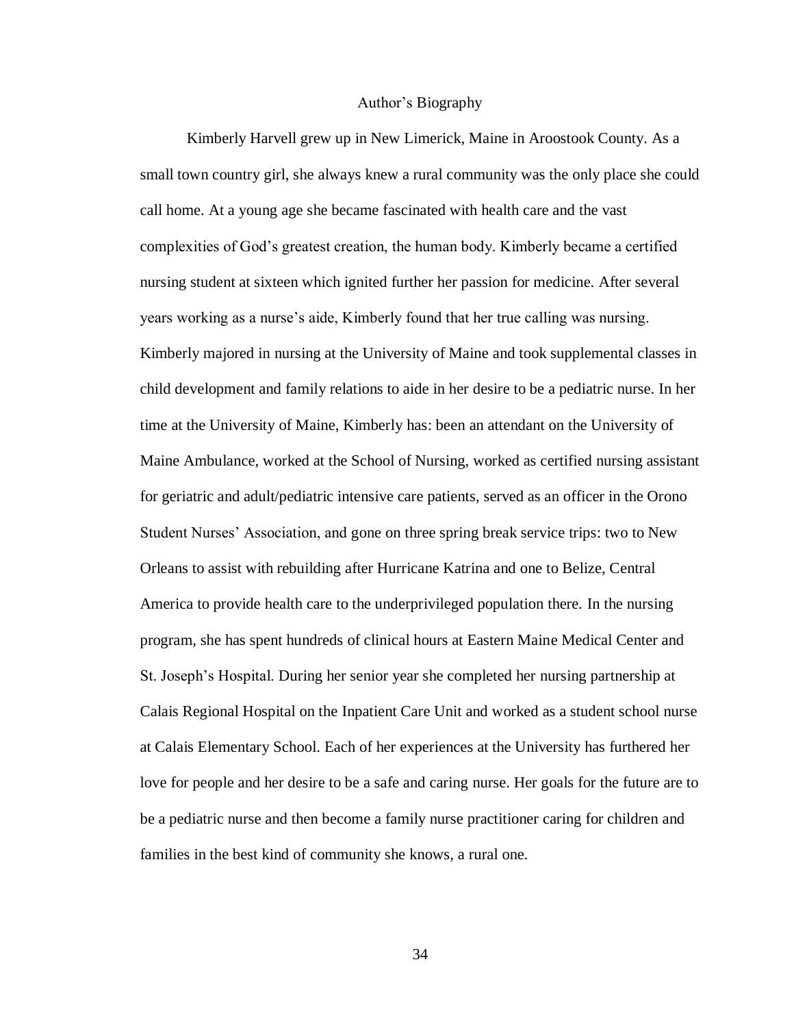# Author's Biography

Kimberly Harvell grew up in New Limerick, Maine in Aroostook County. As a small town country girl, she always knew a rural community was the only place she could call home. At a young age she became fascinated with health care and the vast complexities of God's greatest creation, the human body. Kimberly became a certified nursing student at sixteen which ignited further her passion for medicine. After several years working as a nurse's aide, Kimberly found that her true calling was nursing. Kimberly majored in nursing at the University of Maine and took supplemental classes in child development and family relations to aide in her desire to be a pediatric nurse. In her time at the University of Maine, Kimberly has: been an attendant on the University of Maine Ambulance, worked at the School of Nursing, worked as certified nursing assistant for geriatric and adult/pediatric intensive care patients, served as an officer in the Orono Student Nurses' Association, and gone on three spring break service trips: two to New Orleans to assist with rebuilding after Hurricane Katrina and one to Belize, Central America to provide health care to the underprivileged population there. In the nursing program, she has spent hundreds of clinical hours at Eastern Maine Medical Center and St. Joseph's Hospital. During her senior year she completed her nursing partnership at Calais Regional Hospital on the Inpatient Care Unit and worked as a student school nurse at Calais Elementary School. Each of her experiences at the University has furthered her love for people and her desire to be a safe and caring nurse. Her goals for the future are to be a pediatric nurse and then become a family nurse practitioner caring for children and families in the best kind of community she knows, a rural one.